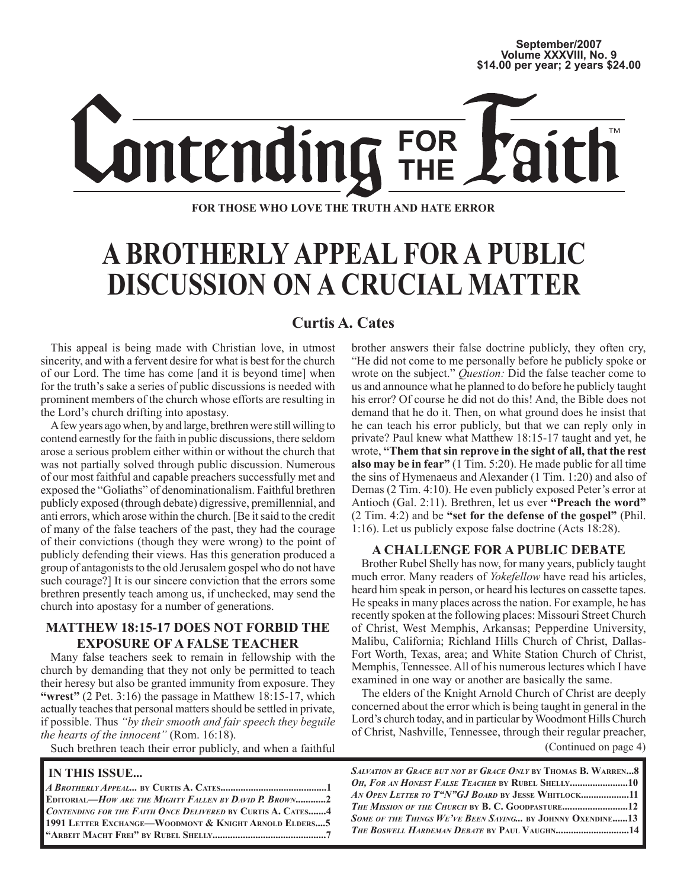September/2007
Volume XXXVIII, No. 9
$14.00 per year; 2 years $24.00

# Contending FOR THE Faith™

**FOR THOSE WHO LOVE THE TRUTH AND HATE ERROR**

# A BROTHERLY APPEAL FOR A PUBLIC DISCUSSION ON A CRUCIAL MATTER

### Curtis A. Cates

This appeal is being made with Christian love, in utmost sincerity, and with a fervent desire for what is best for the church of our Lord. The time has come [and it is beyond time] when for the truth's sake a series of public discussions is needed with prominent members of the church whose efforts are resulting in the Lord's church drifting into apostasy.

A few years ago when, by and large, brethren were still willing to contend earnestly for the faith in public discussions, there seldom arose a serious problem either within or without the church that was not partially solved through public discussion. Numerous of our most faithful and capable preachers successfully met and exposed the "Goliaths" of denominationalism. Faithful brethren publicly exposed (through debate) digressive, premillennial, and anti errors, which arose within the church. [Be it said to the credit of many of the false teachers of the past, they had the courage of their convictions (though they were wrong) to the point of publicly defending their views. Has this generation produced a group of antagonists to the old Jerusalem gospel who do not have such courage?] It is our sincere conviction that the errors some brethren presently teach among us, if unchecked, may send the church into apostasy for a number of generations.

## MATTHEW 18:15-17 DOES NOT FORBID THE EXPOSURE OF A FALSE TEACHER

Many false teachers seek to remain in fellowship with the church by demanding that they not only be permitted to teach their heresy but also be granted immunity from exposure. They **"wrest"** (2 Pet. 3:16) the passage in Matthew 18:15-17, which actually teaches that personal matters should be settled in private, if possible. Thus *"by their smooth and fair speech they beguile the hearts of the innocent"* (Rom. 16:18).

Such brethren teach their error publicly, and when a faithful brother answers their false doctrine publicly, they often cry, "He did not come to me personally before he publicly spoke or wrote on the subject." *Question:* Did the false teacher come to us and announce what he planned to do before he publicly taught his error? Of course he did not do this! And, the Bible does not demand that he do it. Then, on what ground does he insist that he can teach his error publicly, but that we can reply only in private? Paul knew what Matthew 18:15-17 taught and yet, he wrote, **"Them that sin reprove in the sight of all, that the rest also may be in fear"** (1 Tim. 5:20). He made public for all time the sins of Hymenaeus and Alexander (1 Tim. 1:20) and also of Demas (2 Tim. 4:10). He even publicly exposed Peter's error at Antioch (Gal. 2:11). Brethren, let us ever **"Preach the word"** (2 Tim. 4:2) and be **"set for the defense of the gospel"** (Phil. 1:16). Let us publicly expose false doctrine (Acts 18:28).

## A CHALLENGE FOR A PUBLIC DEBATE

Brother Rubel Shelly has now, for many years, publicly taught much error. Many readers of *Yokefellow* have read his articles, heard him speak in person, or heard his lectures on cassette tapes. He speaks in many places across the nation. For example, he has recently spoken at the following places: Missouri Street Church of Christ, West Memphis, Arkansas; Pepperdine University, Malibu, California; Richland Hills Church of Christ, Dallas-Fort Worth, Texas, area; and White Station Church of Christ, Memphis, Tennessee. All of his numerous lectures which I have examined in one way or another are basically the same.

The elders of the Knight Arnold Church of Christ are deeply concerned about the error which is being taught in general in the Lord's church today, and in particular by Woodmont Hills Church of Christ, Nashville, Tennessee, through their regular preacher,

(Continued on page 4)

**IN THIS ISSUE...**

- *A Brotherly Appeal...* by Curtis A. Cates..........1
- Editorial—*How are the Mighty Fallen* by David P. Brown..........2
- *Contending for the Faith Once Delivered* by Curtis A. Cates..........4
- 1991 Letter Exchange—Woodmont & Knight Arnold Elders..........5
- "Arbeit Macht Frei" by Rubel Shelly..........7
- *Salvation by Grace but not by Grace Only* by Thomas B. Warren..........8
- *Oh, For an Honest False Teacher* by Rubel Shelly..........10
- *An Open Letter to T"N"GJ Board* by Jesse Whitlock..........11
- *The Mission of the Church* by B. C. Goodpasture..........12
- *Some of the Things We've Been Saying...* by Johnny Oxendine..........13
- *The Boswell Hardeman Debate* by Paul Vaughn..........14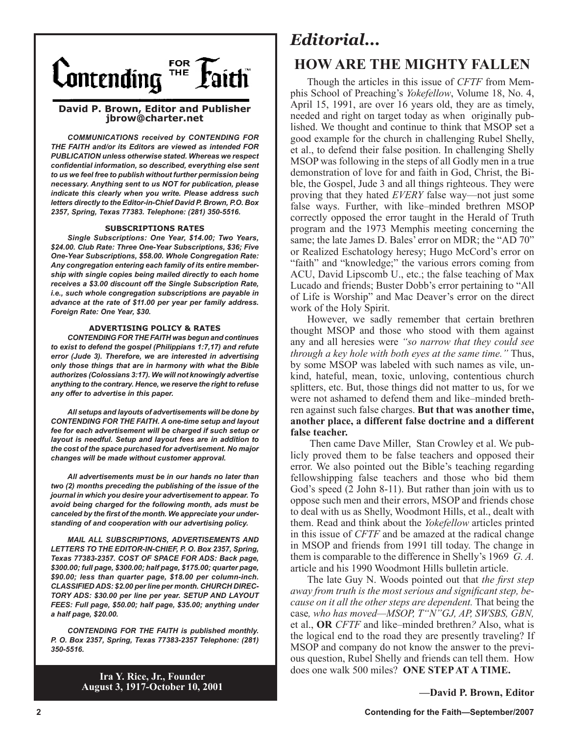# Contending for the Faith

**David P. Brown, Editor and Publisher**
**jbrow@charter.net**

***COMMUNICATIONS received by CONTENDING FOR THE FAITH and/or its Editors are viewed as intended FOR PUBLICATION unless otherwise stated. Whereas we respect confidential information, so described, everything else sent to us we feel free to publish without further permission being necessary. Anything sent to us NOT for publication, please indicate this clearly when you write. Please address such letters directly to the Editor-in-Chief David P. Brown, P.O. Box 2357, Spring, Texas 77383. Telephone: (281) 350-5516.***

**SUBSCRIPTIONS RATES**

***Single Subscriptions: One Year, $14.00; Two Years, $24.00. Club Rate: Three One-Year Subscriptions, $36; Five One-Year Subscriptions, $58.00. Whole Congregation Rate: Any congregation entering each family of its entire membership with single copies being mailed directly to each home receives a $3.00 discount off the Single Subscription Rate, i.e., such whole congregation subscriptions are payable in advance at the rate of $11.00 per year per family address. Foreign Rate: One Year, $30.***

**ADVERTISING POLICY & RATES**

***CONTENDING FOR THE FAITH was begun and continues to exist to defend the gospel (Philippians 1:7,17) and refute error (Jude 3). Therefore, we are interested in advertising only those things that are in harmony with what the Bible authorizes (Colossians 3:17). We will not knowingly advertise anything to the contrary. Hence, we reserve the right to refuse any offer to advertise in this paper.***

***All setups and layouts of advertisements will be done by CONTENDING FOR THE FAITH. A one-time setup and layout fee for each advertisement will be charged if such setup or layout is needful. Setup and layout fees are in addition to the cost of the space purchased for advertisement. No major changes will be made without customer approval.***

***All advertisements must be in our hands no later than two (2) months preceding the publishing of the issue of the journal in which you desire your advertisement to appear. To avoid being charged for the following month, ads must be canceled by the first of the month. We appreciate your understanding of and cooperation with our advertising policy.***

***MAIL ALL SUBSCRIPTIONS, ADVERTISEMENTS AND LETTERS TO THE EDITOR-IN-CHIEF, P. O. Box 2357, Spring, Texas 77383-2357. COST OF SPACE FOR ADS: Back page, $300.00; full page, $300.00; half page, $175.00; quarter page, $90.00; less than quarter page, $18.00 per column-inch. CLASSIFIED ADS: $2.00 per line per month. CHURCH DIRECTORY ADS: $30.00 per line per year. SETUP AND LAYOUT FEES: Full page, $50.00; half page, $35.00; anything under a half page, $20.00.***

***CONTENDING FOR THE FAITH is published monthly. P. O. Box 2357, Spring, Texas 77383-2357 Telephone: (281) 350-5516.***

**Ira Y. Rice, Jr., Founder**
**August 3, 1917-October 10, 2001**

# *Editorial...*

## HOW ARE THE MIGHTY FALLEN

Though the articles in this issue of *CFTF* from Memphis School of Preaching's *Yokefellow*, Volume 18, No. 4, April 15, 1991, are over 16 years old, they are as timely, needed and right on target today as when originally published. We thought and continue to think that MSOP set a good example for the church in challenging Rubel Shelly, et al., to defend their false position. In challenging Shelly MSOP was following in the steps of all Godly men in a true demonstration of love for and faith in God, Christ, the Bible, the Gospel, Jude 3 and all things righteous. They were proving that they hated *EVERY* false way—not just some false ways. Further, with like–minded brethren MSOP correctly opposed the error taught in the Herald of Truth program and the 1973 Memphis meeting concerning the same; the late James D. Bales' error on MDR; the "AD 70" or Realized Eschatology heresy; Hugo McCord's error on "faith" and "knowledge;" the various errors coming from ACU, David Lipscomb U., etc.; the false teaching of Max Lucado and friends; Buster Dobb's error pertaining to "All of Life is Worship" and Mac Deaver's error on the direct work of the Holy Spirit.

However, we sadly remember that certain brethren thought MSOP and those who stood with them against any and all heresies were *"so narrow that they could see through a key hole with both eyes at the same time."* Thus, by some MSOP was labeled with such names as vile, unkind, hateful, mean, toxic, unloving, contentious church splitters, etc. But, those things did not matter to us, for we were not ashamed to defend them and like–minded brethren against such false charges. **But that was another time, another place, a different false doctrine and a different false teacher.**

Then came Dave Miller, Stan Crowley et al. We publicly proved them to be false teachers and opposed their error. We also pointed out the Bible's teaching regarding fellowshipping false teachers and those who bid them God's speed (2 John 8-11). But rather than join with us to oppose such men and their errors, MSOP and friends chose to deal with us as Shelly, Woodmont Hills, et al., dealt with them. Read and think about the *Yokefellow* articles printed in this issue of *CFTF* and be amazed at the radical change in MSOP and friends from 1991 till today. The change in them is comparable to the difference in Shelly's 1969 *G. A.* article and his 1990 Woodmont Hills bulletin article.

The late Guy N. Woods pointed out that *the first step away from truth is the most serious and significant step, because on it all the other steps are dependent.* That being the case*, who has moved—MSOP, T"N"GJ, AP, SWSBS, GBN,* et al., **OR** *CFTF* and like–minded brethren*?* Also, what is the logical end to the road they are presently traveling? If MSOP and company do not know the answer to the previous question, Rubel Shelly and friends can tell them. How does one walk 500 miles? **ONE STEP AT A TIME.**

**—David P. Brown, Editor**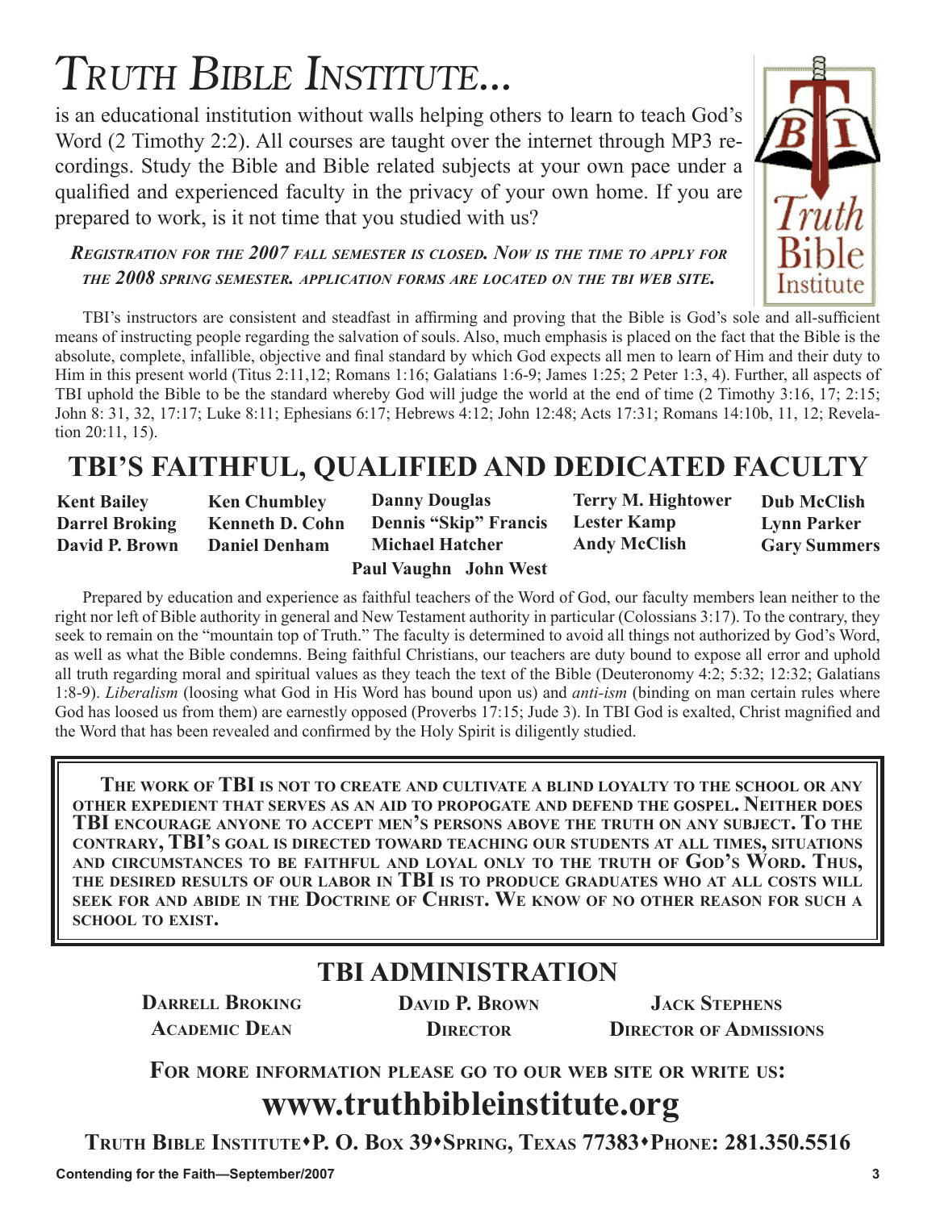# *Truth Bible Institute...*

is an educational institution without walls helping others to learn to teach God's Word (2 Timothy 2:2). All courses are taught over the internet through MP3 recordings. Study the Bible and Bible related subjects at your own pace under a qualified and experienced faculty in the privacy of your own home. If you are prepared to work, is it not time that you studied with us?

***Registration for the 2007 fall semester is closed. Now is the time to apply for the 2008 spring semester. application forms are located on the TBI web site.***

TBI's instructors are consistent and steadfast in affirming and proving that the Bible is God's sole and all-sufficient means of instructing people regarding the salvation of souls. Also, much emphasis is placed on the fact that the Bible is the absolute, complete, infallible, objective and final standard by which God expects all men to learn of Him and their duty to Him in this present world (Titus 2:11,12; Romans 1:16; Galatians 1:6-9; James 1:25; 2 Peter 1:3, 4). Further, all aspects of TBI uphold the Bible to be the standard whereby God will judge the world at the end of time (2 Timothy 3:16, 17; 2:15; John 8: 31, 32, 17:17; Luke 8:11; Ephesians 6:17; Hebrews 4:12; John 12:48; Acts 17:31; Romans 14:10b, 11, 12; Revelation 20:11, 15).

## TBI'S FAITHFUL, QUALIFIED AND DEDICATED FACULTY

**Kent Bailey**
**Darrel Broking**
**David P. Brown**
**Ken Chumbley**
**Kenneth D. Cohn**
**Daniel Denham**
**Danny Douglas**
**Dennis "Skip" Francis**
**Michael Hatcher**
**Terry M. Hightower**
**Lester Kamp**
**Andy McClish**
**Dub McClish**
**Lynn Parker**
**Gary Summers**
**Paul Vaughn**
**John West**

Prepared by education and experience as faithful teachers of the Word of God, our faculty members lean neither to the right nor left of Bible authority in general and New Testament authority in particular (Colossians 3:17). To the contrary, they seek to remain on the "mountain top of Truth." The faculty is determined to avoid all things not authorized by God's Word, as well as what the Bible condemns. Being faithful Christians, our teachers are duty bound to expose all error and uphold all truth regarding moral and spiritual values as they teach the text of the Bible (Deuteronomy 4:2; 5:32; 12:32; Galatians 1:8-9). *Liberalism* (loosing what God in His Word has bound upon us) and *anti-ism* (binding on man certain rules where God has loosed us from them) are earnestly opposed (Proverbs 17:15; Jude 3). In TBI God is exalted, Christ magnified and the Word that has been revealed and confirmed by the Holy Spirit is diligently studied.

**The work of TBI is not to create and cultivate a blind loyalty to the school or any other expedient that serves as an aid to propogate and defend the gospel. Neither does TBI encourage anyone to accept men's persons above the truth on any subject. To the contrary, TBI's goal is directed toward teaching our students at all times, situations and circumstances to be faithful and loyal only to the truth of God's Word. Thus, the desired results of our labor in TBI is to produce graduates who at all costs will seek for and abide in the Doctrine of Christ. We know of no other reason for such a school to exist.**

## TBI ADMINISTRATION

**Darrell Broking**
**Academic Dean**

**David P. Brown**
**Director**

**Jack Stephens**
**Director of Admissions**

**For more information please go to our web site or write us:**

## www.truthbibleinstitute.org

**Truth Bible Institute•P. O. Box 39•Spring, Texas 77383•Phone: 281.350.5516**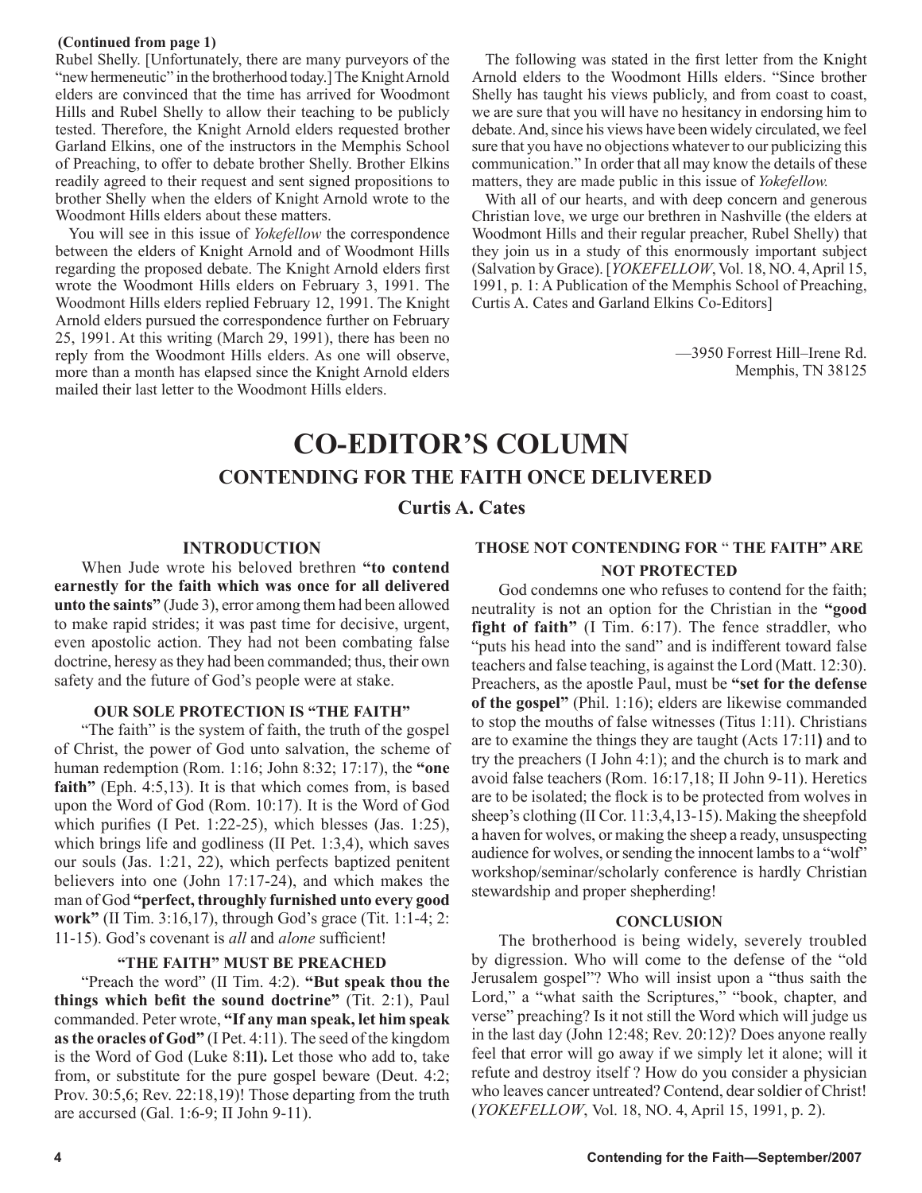**(Continued from page 1)**

Rubel Shelly. [Unfortunately, there are many purveyors of the "new hermeneutic" in the brotherhood today.] The Knight Arnold elders are convinced that the time has arrived for Woodmont Hills and Rubel Shelly to allow their teaching to be publicly tested. Therefore, the Knight Arnold elders requested brother Garland Elkins, one of the instructors in the Memphis School of Preaching, to offer to debate brother Shelly. Brother Elkins readily agreed to their request and sent signed propositions to brother Shelly when the elders of Knight Arnold wrote to the Woodmont Hills elders about these matters.

You will see in this issue of *Yokefellow* the correspondence between the elders of Knight Arnold and of Woodmont Hills regarding the proposed debate. The Knight Arnold elders first wrote the Woodmont Hills elders on February 3, 1991. The Woodmont Hills elders replied February 12, 1991. The Knight Arnold elders pursued the correspondence further on February 25, 1991. At this writing (March 29, 1991), there has been no reply from the Woodmont Hills elders. As one will observe, more than a month has elapsed since the Knight Arnold elders mailed their last letter to the Woodmont Hills elders.

The following was stated in the first letter from the Knight Arnold elders to the Woodmont Hills elders. "Since brother Shelly has taught his views publicly, and from coast to coast, we are sure that you will have no hesitancy in endorsing him to debate. And, since his views have been widely circulated, we feel sure that you have no objections whatever to our publicizing this communication." In order that all may know the details of these matters, they are made public in this issue of *Yokefellow.*

With all of our hearts, and with deep concern and generous Christian love, we urge our brethren in Nashville (the elders at Woodmont Hills and their regular preacher, Rubel Shelly) that they join us in a study of this enormously important subject (Salvation by Grace). [*YOKEFELLOW*, Vol. 18, NO. 4, April 15, 1991, p. 1: A Publication of the Memphis School of Preaching, Curtis A. Cates and Garland Elkins Co-Editors]

—3950 Forrest Hill–Irene Rd.
Memphis, TN 38125

# CO-EDITOR'S COLUMN

## CONTENDING FOR THE FAITH ONCE DELIVERED

### Curtis A. Cates

#### INTRODUCTION

When Jude wrote his beloved brethren **"to contend earnestly for the faith which was once for all delivered unto the saints"** (Jude 3), error among them had been allowed to make rapid strides; it was past time for decisive, urgent, even apostolic action. They had not been combating false doctrine, heresy as they had been commanded; thus, their own safety and the future of God's people were at stake.

#### OUR SOLE PROTECTION IS "THE FAITH"

"The faith" is the system of faith, the truth of the gospel of Christ, the power of God unto salvation, the scheme of human redemption (Rom. 1:16; John 8:32; 17:17), the **"one faith"** (Eph. 4:5,13). It is that which comes from, is based upon the Word of God (Rom. 10:17). It is the Word of God which purifies (I Pet. 1:22-25), which blesses (Jas. 1:25), which brings life and godliness (II Pet. 1:3,4), which saves our souls (Jas. 1:21, 22), which perfects baptized penitent believers into one (John 17:17-24), and which makes the man of God **"perfect, throughly furnished unto every good work"** (II Tim. 3:16,17), through God's grace (Tit. 1:1-4; 2: 11-15). God's covenant is *all* and *alone* sufficient!

#### "THE FAITH" MUST BE PREACHED

"Preach the word" (II Tim. 4:2). **"But speak thou the things which befit the sound doctrine"** (Tit. 2:1), Paul commanded. Peter wrote, **"If any man speak, let him speak as the oracles of God"** (I Pet. 4:11). The seed of the kingdom is the Word of God (Luke 8:**11).** Let those who add to, take from, or substitute for the pure gospel beware (Deut. 4:2; Prov. 30:5,6; Rev. 22:18,19)! Those departing from the truth are accursed (Gal. 1:6-9; II John 9-11).

#### THOSE NOT CONTENDING FOR "THE FAITH" ARE NOT PROTECTED

God condemns one who refuses to contend for the faith; neutrality is not an option for the Christian in the **"good fight of faith"** (I Tim. 6:17). The fence straddler, who "puts his head into the sand" and is indifferent toward false teachers and false teaching, is against the Lord (Matt. 12:30). Preachers, as the apostle Paul, must be **"set for the defense of the gospel"** (Phil. 1:16); elders are likewise commanded to stop the mouths of false witnesses (Titus 1:11). Christians are to examine the things they are taught (Acts 17:11**)** and to try the preachers (I John 4:1); and the church is to mark and avoid false teachers (Rom. 16:17,18; II John 9-11). Heretics are to be isolated; the flock is to be protected from wolves in sheep's clothing (II Cor. 11:3,4,13-15). Making the sheepfold a haven for wolves, or making the sheep a ready, unsuspecting audience for wolves, or sending the innocent lambs to a "wolf" workshop/seminar/scholarly conference is hardly Christian stewardship and proper shepherding!

#### CONCLUSION

The brotherhood is being widely, severely troubled by digression. Who will come to the defense of the "old Jerusalem gospel"? Who will insist upon a "thus saith the Lord," a "what saith the Scriptures," "book, chapter, and verse" preaching? Is it not still the Word which will judge us in the last day (John 12:48; Rev. 20:12)? Does anyone really feel that error will go away if we simply let it alone; will it refute and destroy itself ? How do you consider a physician who leaves cancer untreated? Contend, dear soldier of Christ! (*YOKEFELLOW*, Vol. 18, NO. 4, April 15, 1991, p. 2).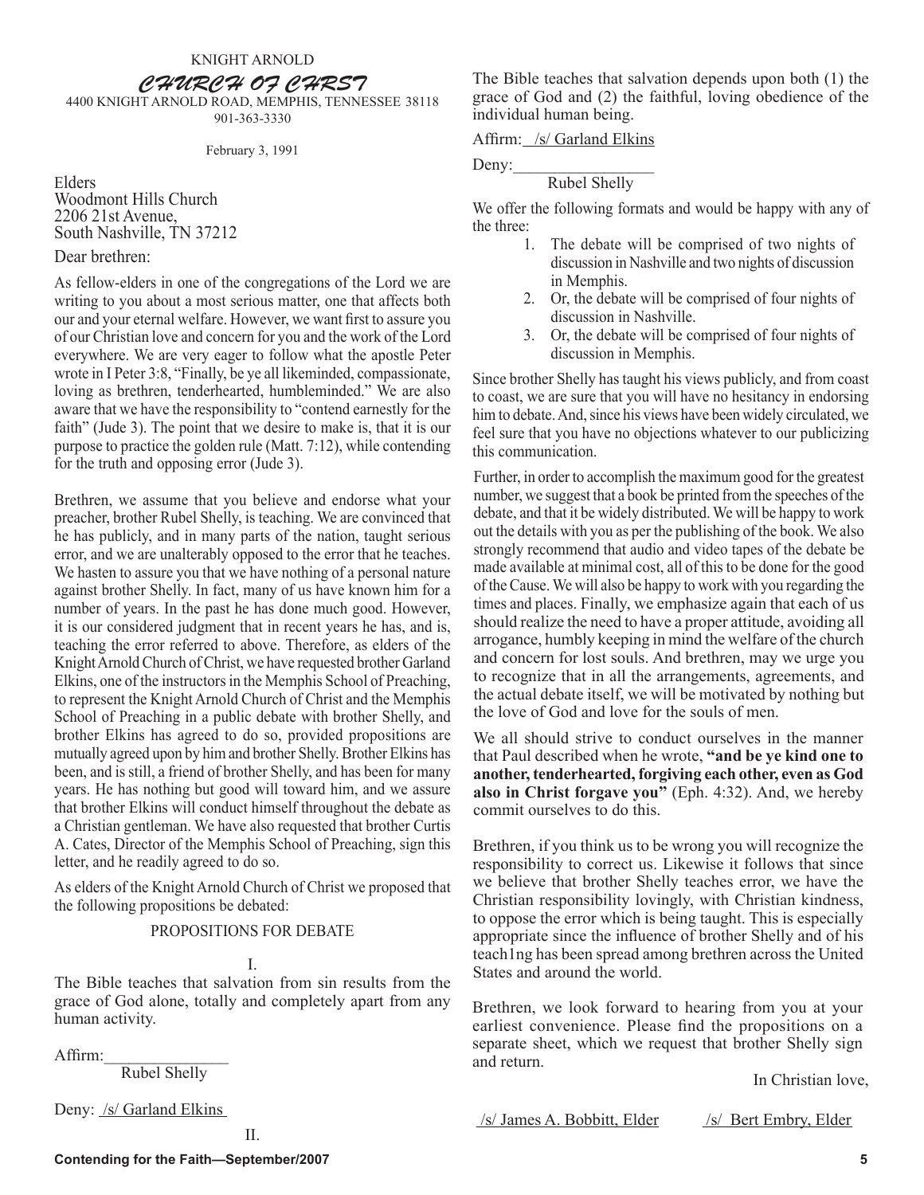KNIGHT ARNOLD

# CHURCH OF CHRST

4400 KNIGHT ARNOLD ROAD, MEMPHIS, TENNESSEE 38118
901-363-3330

February 3, 1991

Elders
Woodmont Hills Church
2206 21st Avenue,
South Nashville, TN 37212

Dear brethren:

As fellow-elders in one of the congregations of the Lord we are writing to you about a most serious matter, one that affects both our and your eternal welfare. However, we want first to assure you of our Christian love and concern for you and the work of the Lord everywhere. We are very eager to follow what the apostle Peter wrote in I Peter 3:8, "Finally, be ye all likeminded, compassionate, loving as brethren, tenderhearted, humbleminded." We are also aware that we have the responsibility to "contend earnestly for the faith" (Jude 3). The point that we desire to make is, that it is our purpose to practice the golden rule (Matt. 7:12), while contending for the truth and opposing error (Jude 3).

Brethren, we assume that you believe and endorse what your preacher, brother Rubel Shelly, is teaching. We are convinced that he has publicly, and in many parts of the nation, taught serious error, and we are unalterably opposed to the error that he teaches. We hasten to assure you that we have nothing of a personal nature against brother Shelly. In fact, many of us have known him for a number of years. In the past he has done much good. However, it is our considered judgment that in recent years he has, and is, teaching the error referred to above. Therefore, as elders of the Knight Arnold Church of Christ, we have requested brother Garland Elkins, one of the instructors in the Memphis School of Preaching, to represent the Knight Arnold Church of Christ and the Memphis School of Preaching in a public debate with brother Shelly, and brother Elkins has agreed to do so, provided propositions are mutually agreed upon by him and brother Shelly. Brother Elkins has been, and is still, a friend of brother Shelly, and has been for many years. He has nothing but good will toward him, and we assure that brother Elkins will conduct himself throughout the debate as a Christian gentleman. We have also requested that brother Curtis A. Cates, Director of the Memphis School of Preaching, sign this letter, and he readily agreed to do so.

As elders of the Knight Arnold Church of Christ we proposed that the following propositions be debated:

PROPOSITIONS FOR DEBATE

I.

The Bible teaches that salvation from sin results from the grace of God alone, totally and completely apart from any human activity.

Affirm:\_\_\_\_\_\_\_\_\_\_\_\_\_\_\_
Rubel Shelly

Deny: /s/ Garland Elkins

II.

The Bible teaches that salvation depends upon both (1) the grace of God and (2) the faithful, loving obedience of the individual human being.

Affirm: /s/ Garland Elkins

Deny:\_\_\_\_\_\_\_\_\_\_\_\_\_\_\_
Rubel Shelly

We offer the following formats and would be happy with any of the three:

1. The debate will be comprised of two nights of discussion in Nashville and two nights of discussion in Memphis.
2. Or, the debate will be comprised of four nights of discussion in Nashville.
3. Or, the debate will be comprised of four nights of discussion in Memphis.

Since brother Shelly has taught his views publicly, and from coast to coast, we are sure that you will have no hesitancy in endorsing him to debate. And, since his views have been widely circulated, we feel sure that you have no objections whatever to our publicizing this communication.

Further, in order to accomplish the maximum good for the greatest number, we suggest that a book be printed from the speeches of the debate, and that it be widely distributed. We will be happy to work out the details with you as per the publishing of the book. We also strongly recommend that audio and video tapes of the debate be made available at minimal cost, all of this to be done for the good of the Cause. We will also be happy to work with you regarding the times and places. Finally, we emphasize again that each of us should realize the need to have a proper attitude, avoiding all arrogance, humbly keeping in mind the welfare of the church and concern for lost souls. And brethren, may we urge you to recognize that in all the arrangements, agreements, and the actual debate itself, we will be motivated by nothing but the love of God and love for the souls of men.

We all should strive to conduct ourselves in the manner that Paul described when he wrote, **"and be ye kind one to another, tenderhearted, forgiving each other, even as God also in Christ forgave you"** (Eph. 4:32). And, we hereby commit ourselves to do this.

Brethren, if you think us to be wrong you will recognize the responsibility to correct us. Likewise it follows that since we believe that brother Shelly teaches error, we have the Christian responsibility lovingly, with Christian kindness, to oppose the error which is being taught. This is especially appropriate since the influence of brother Shelly and of his teach1ng has been spread among brethren across the United States and around the world.

Brethren, we look forward to hearing from you at your earliest convenience. Please find the propositions on a separate sheet, which we request that brother Shelly sign and return.

In Christian love,

/s/ James A. Bobbitt, Elder    /s/ Bert Embry, Elder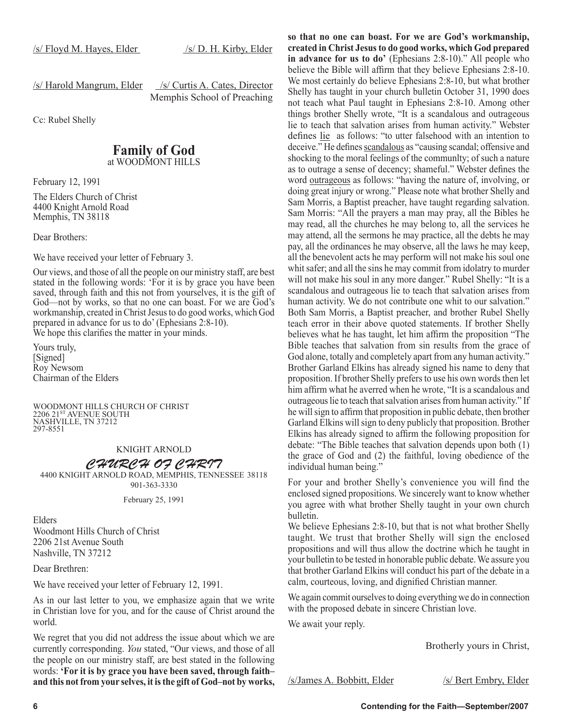/s/ Floyd M. Hayes, Elder /s/ D. H. Kirby, Elder

/s/ Harold Mangrum, Elder /s/ Curtis A. Cates, Director
Memphis School of Preaching

Cc: Rubel Shelly

## Family of God
at WOODMONT HILLS

February 12, 1991

The Elders Church of Christ
4400 Knight Arnold Road
Memphis, TN 38118

Dear Brothers:

We have received your letter of February 3.

Our views, and those of all the people on our ministry staff, are best stated in the following words: 'For it is by grace you have been saved, through faith and this not from yourselves, it is the gift of God—not by works, so that no one can boast. For we are God's workmanship, created in Christ Jesus to do good works, which God prepared in advance for us to do' (Ephesians 2:8-10).
We hope this clarifies the matter in your minds.

Yours truly,
[Signed]
Roy Newsom
Chairman of the Elders

WOODMONT HILLS CHURCH OF CHRIST
2206 21ST AVENUE SOUTH
NASHVILLE, TN 37212
297-8551

KNIGHT ARNOLD
*CHURCH OF CHRIT*
4400 KNIGHT ARNOLD ROAD, MEMPHIS, TENNESSEE 38118
901-363-3330

February 25, 1991

Elders
Woodmont Hills Church of Christ
2206 21st Avenue South
Nashville, TN 37212

Dear Brethren:

We have received your letter of February 12, 1991.

As in our last letter to you, we emphasize again that we write in Christian love for you, and for the cause of Christ around the world.

We regret that you did not address the issue about which we are currently corresponding. *You* stated, "Our views, and those of all the people on our ministry staff, are best stated in the following words: **'For it is by grace you have been saved, through faith–and this not from your selves, it is the gift of God–not by works, so that no one can boast. For we are God's workmanship, created in Christ Jesus to do good works, which God prepared in advance for us to do'** (Ephesians 2:8-10)." All people who believe the Bible will affirm that they believe Ephesians 2:8-10. We most certainly do believe Ephesians 2:8-10, but what brother Shelly has taught in your church bulletin October 31, 1990 does not teach what Paul taught in Ephesians 2:8-10. Among other things brother Shelly wrote, "It is a scandalous and outrageous lie to teach that salvation arises from human activity." Webster defines lie as follows: "to utter falsehood with an intention to deceive." He defines scandalous as "causing scandal; offensive and shocking to the moral feelings of the communlty; of such a nature as to outrage a sense of decency; shameful." Webster defines the word outrageous as follows: "having the nature of, involving, or doing great injury or wrong." Please note what brother Shelly and Sam Morris, a Baptist preacher, have taught regarding salvation. Sam Morris: "All the prayers a man may pray, all the Bibles he may read, all the churches he may belong to, all the services he may attend, all the sermons he may practice, all the debts he may pay, all the ordinances he may observe, all the laws he may keep, all the benevolent acts he may perform will not make his soul one whit safer; and all the sins he may commit from idolatry to murder will not make his soul in any more danger." Rubel Shelly: "It is a scandalous and outrageous lie to teach that salvation arises from human activity. We do not contribute one whit to our salvation." Both Sam Morris, a Baptist preacher, and brother Rubel Shelly teach error in their above quoted statements. If brother Shelly believes what he has taught, let him affirm the proposition "The Bible teaches that salvation from sin results from the grace of God alone, totally and completely apart from any human activity." Brother Garland Elkins has already signed his name to deny that proposition. If brother Shelly prefers to use his own words then let him affirm what he averred when he wrote, "It is a scandalous and outrageous lie to teach that salvation arises from human activity." If he will sign to affirm that proposition in public debate, then brother Garland Elkins will sign to deny publicly that proposition. Brother Elkins has already signed to affirm the following proposition for debate: "The Bible teaches that salvation depends upon both (1) the grace of God and (2) the faithful, loving obedience of the individual human being."

For your and brother Shelly's convenience you will find the enclosed signed propositions. We sincerely want to know whether you agree with what brother Shelly taught in your own church bulletin.

We believe Ephesians 2:8-10, but that is not what brother Shelly taught. We trust that brother Shelly will sign the enclosed propositions and will thus allow the doctrine which he taught in your bulletin to be tested in honorable public debate. We assure you that brother Garland Elkins will conduct his part of the debate in a calm, courteous, loving, and dignified Christian manner.

We again commit ourselves to doing everything we do in connection with the proposed debate in sincere Christian love.

We await your reply.

Brotherly yours in Christ,

/s/James A. Bobbitt, Elder /s/ Bert Embry, Elder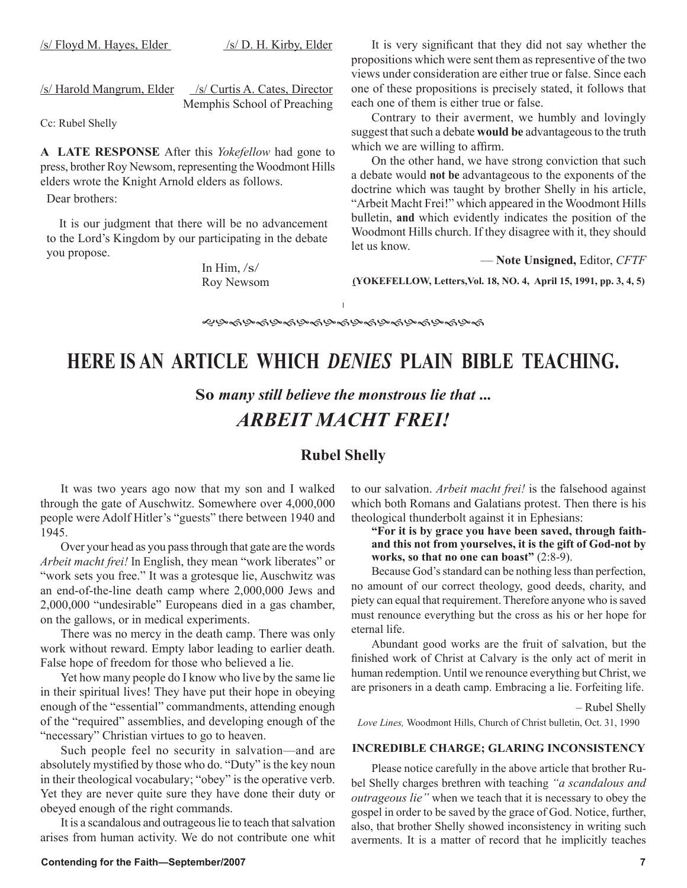/s/ Floyd M. Hayes, Elder /s/ D. H. Kirby, Elder

/s/ Harold Mangrum, Elder /s/ Curtis A. Cates, Director
Memphis School of Preaching

Cc: Rubel Shelly

**A LATE RESPONSE** After this *Yokefellow* had gone to press, brother Roy Newsom, representing the Woodmont Hills elders wrote the Knight Arnold elders as follows.

Dear brothers:

It is our judgment that there will be no advancement to the Lord's Kingdom by our participating in the debate you propose.

In Him, /s/
Roy Newsom

It is very significant that they did not say whether the propositions which were sent them as representive of the two views under consideration are either true or false. Since each one of these propositions is precisely stated, it follows that each one of them is either true or false.

Contrary to their averment, we humbly and lovingly suggest that such a debate **would be** advantageous to the truth which we are willing to affirm.

On the other hand, we have strong conviction that such a debate would **not be** advantageous to the exponents of the doctrine which was taught by brother Shelly in his article, "Arbeit Macht Frei!" which appeared in the Woodmont Hills bulletin, **and** which evidently indicates the position of the Woodmont Hills church. If they disagree with it, they should let us know.

— **Note Unsigned,** Editor, *CFTF*

**(YOKEFELLOW, Letters,Vol. 18, NO. 4, April 15, 1991, pp. 3, 4, 5)**

# HERE IS AN ARTICLE WHICH *DENIES* PLAIN BIBLE TEACHING.

### So *many still believe the monstrous lie that ...*

## *ARBEIT MACHT FREI!*

### Rubel Shelly

It was two years ago now that my son and I walked through the gate of Auschwitz. Somewhere over 4,000,000 people were Adolf Hitler's "guests" there between 1940 and 1945.

Over your head as you pass through that gate are the words *Arbeit macht frei!* In English, they mean "work liberates" or "work sets you free." It was a grotesque lie, Auschwitz was an end-of-the-line death camp where 2,000,000 Jews and 2,000,000 "undesirable" Europeans died in a gas chamber, on the gallows, or in medical experiments.

There was no mercy in the death camp. There was only work without reward. Empty labor leading to earlier death. False hope of freedom for those who believed a lie.

Yet how many people do I know who live by the same lie in their spiritual lives! They have put their hope in obeying enough of the "essential" commandments, attending enough of the "required" assemblies, and developing enough of the "necessary" Christian virtues to go to heaven.

Such people feel no security in salvation—and are absolutely mystified by those who do. "Duty" is the key noun in their theological vocabulary; "obey" is the operative verb. Yet they are never quite sure they have done their duty or obeyed enough of the right commands.

It is a scandalous and outrageous lie to teach that salvation arises from human activity. We do not contribute one whit to our salvation. *Arbeit macht frei!* is the falsehood against which both Romans and Galatians protest. Then there is his theological thunderbolt against it in Ephesians:

**"For it is by grace you have been saved, through faith-and this not from yourselves, it is the gift of God-not by works, so that no one can boast"** (2:8-9).

Because God's standard can be nothing less than perfection, no amount of our correct theology, good deeds, charity, and piety can equal that requirement. Therefore anyone who is saved must renounce everything but the cross as his or her hope for eternal life.

Abundant good works are the fruit of salvation, but the finished work of Christ at Calvary is the only act of merit in human redemption. Until we renounce everything but Christ, we are prisoners in a death camp. Embracing a lie. Forfeiting life.

– Rubel Shelly

*Love Lines,* Woodmont Hills, Church of Christ bulletin, Oct. 31, 1990

#### INCREDIBLE CHARGE; GLARING INCONSISTENCY

Please notice carefully in the above article that brother Rubel Shelly charges brethren with teaching *"a scandalous and outrageous lie"* when we teach that it is necessary to obey the gospel in order to be saved by the grace of God. Notice, further, also, that brother Shelly showed inconsistency in writing such averments. It is a matter of record that he implicitly teaches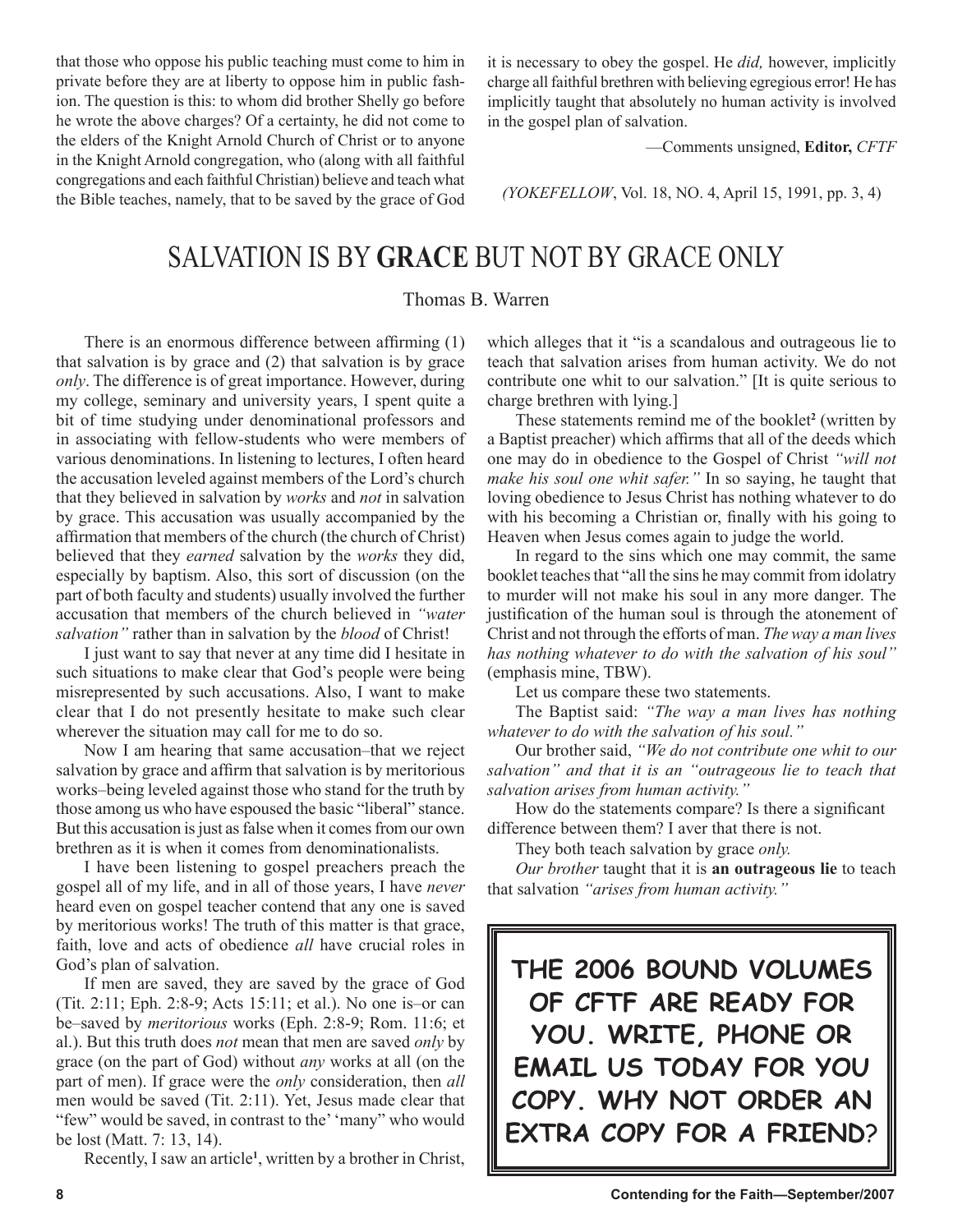that those who oppose his public teaching must come to him in private before they are at liberty to oppose him in public fashion. The question is this: to whom did brother Shelly go before he wrote the above charges? Of a certainty, he did not come to the elders of the Knight Arnold Church of Christ or to anyone in the Knight Arnold congregation, who (along with all faithful congregations and each faithful Christian) believe and teach what the Bible teaches, namely, that to be saved by the grace of God it is necessary to obey the gospel. He *did,* however, implicitly charge all faithful brethren with believing egregious error! He has implicitly taught that absolutely no human activity is involved in the gospel plan of salvation.

—Comments unsigned, **Editor,** *CFTF*

*(YOKEFELLOW*, Vol. 18, NO. 4, April 15, 1991, pp. 3, 4)

# SALVATION IS BY **GRACE** BUT NOT BY GRACE ONLY

Thomas B. Warren

There is an enormous difference between affirming (1) that salvation is by grace and (2) that salvation is by grace *only*. The difference is of great importance. However, during my college, seminary and university years, I spent quite a bit of time studying under denominational professors and in associating with fellow-students who were members of various denominations. In listening to lectures, I often heard the accusation leveled against members of the Lord's church that they believed in salvation by *works* and *not* in salvation by grace. This accusation was usually accompanied by the affirmation that members of the church (the church of Christ) believed that they *earned* salvation by the *works* they did, especially by baptism. Also, this sort of discussion (on the part of both faculty and students) usually involved the further accusation that members of the church believed in *"water salvation"* rather than in salvation by the *blood* of Christ!

I just want to say that never at any time did I hesitate in such situations to make clear that God's people were being misrepresented by such accusations. Also, I want to make clear that I do not presently hesitate to make such clear wherever the situation may call for me to do so.

Now I am hearing that same accusation–that we reject salvation by grace and affirm that salvation is by meritorious works–being leveled against those who stand for the truth by those among us who have espoused the basic "liberal" stance. But this accusation is just as false when it comes from our own brethren as it is when it comes from denominationalists.

I have been listening to gospel preachers preach the gospel all of my life, and in all of those years, I have *never* heard even on gospel teacher contend that any one is saved by meritorious works! The truth of this matter is that grace, faith, love and acts of obedience *all* have crucial roles in God's plan of salvation.

If men are saved, they are saved by the grace of God (Tit. 2:11; Eph. 2:8-9; Acts 15:11; et al.). No one is–or can be–saved by *meritorious* works (Eph. 2:8-9; Rom. 11:6; et al.). But this truth does *not* mean that men are saved *only* by grace (on the part of God) without *any* works at all (on the part of men). If grace were the *only* consideration, then *all* men would be saved (Tit. 2:11). Yet, Jesus made clear that "few" would be saved, in contrast to the' 'many" who would be lost (Matt. 7: 13, 14).

Recently, I saw an article[1], written by a brother in Christ, which alleges that it "is a scandalous and outrageous lie to teach that salvation arises from human activity. We do not contribute one whit to our salvation." [It is quite serious to charge brethren with lying.]

These statements remind me of the booklet[2] (written by a Baptist preacher) which affirms that all of the deeds which one may do in obedience to the Gospel of Christ *"will not make his soul one whit safer."* In so saying, he taught that loving obedience to Jesus Christ has nothing whatever to do with his becoming a Christian or, finally with his going to Heaven when Jesus comes again to judge the world.

In regard to the sins which one may commit, the same booklet teaches that "all the sins he may commit from idolatry to murder will not make his soul in any more danger. The justification of the human soul is through the atonement of Christ and not through the efforts of man. *The way a man lives has nothing whatever to do with the salvation of his soul"* (emphasis mine, TBW).

Let us compare these two statements.

The Baptist said: *"The way a man lives has nothing whatever to do with the salvation of his soul."*

Our brother said, *"We do not contribute one whit to our salvation" and that it is an "outrageous lie to teach that salvation arises from human activity."*

How do the statements compare? Is there a significant difference between them? I aver that there is not.

They both teach salvation by grace *only.*

*Our brother* taught that it is **an outrageous lie** to teach that salvation *"arises from human activity."*

**THE 2006 BOUND VOLUMES OF CFTF ARE READY FOR YOU. WRITE, PHONE OR EMAIL US TODAY FOR YOU COPY. WHY NOT ORDER AN EXTRA COPY FOR A FRIEND?**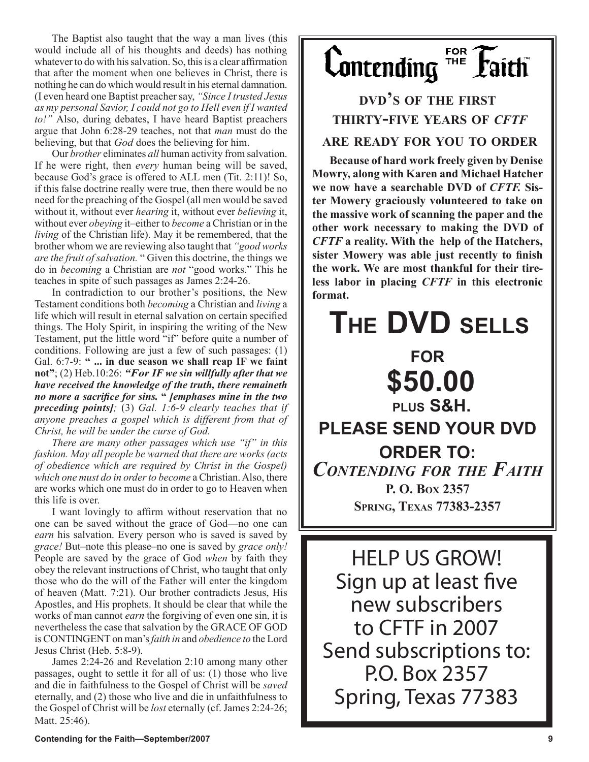The Baptist also taught that the way a man lives (this would include all of his thoughts and deeds) has nothing whatever to do with his salvation. So, this is a clear affirmation that after the moment when one believes in Christ, there is nothing he can do which would result in his eternal damnation. (I even heard one Baptist preacher say, *"Since I trusted Jesus as my personal Savior, I could not go to Hell even if I wanted to!"* Also, during debates, I have heard Baptist preachers argue that John 6:28-29 teaches, not that *man* must do the believing, but that *God* does the believing for him.

Our *brother* eliminates *all* human activity from salvation. If he were right, then *every* human being will be saved, because God's grace is offered to ALL men (Tit. 2:11)! So, if this false doctrine really were true, then there would be no need for the preaching of the Gospel (all men would be saved without it, without ever *hearing* it, without ever *believing* it, without ever *obeying* it–either to *become* a Christian or in the *living* of the Christian life). May it be remembered, that the brother whom we are reviewing also taught that *"good works are the fruit of salvation.* " Given this doctrine, the things we do in *becoming* a Christian are *not* "good works." This he teaches in spite of such passages as James 2:24-26.

In contradiction to our brother's positions, the New Testament conditions both *becoming* a Christian and *living* a life which will result in eternal salvation on certain specified things. The Holy Spirit, in inspiring the writing of the New Testament, put the little word "if" before quite a number of conditions. Following are just a few of such passages: (1) Gal. 6:7-9: **" ... in due season we shall reap IF we faint not"**; (2) Heb.10:26: ***"For IF we sin willfully after that we have received the knowledge of the truth, there remaineth no more a sacrifice for sins. " [emphases mine in the two preceding points]***; (3) *Gal. 1:6-9 clearly teaches that if anyone preaches a gospel which is different from that of Christ, he will be under the curse of God.*

*There are many other passages which use "if" in this fashion. May all people be warned that there are works (acts of obedience which are required by Christ in the Gospel) which one must do in order to become* a Christian. Also, there are works which one must do in order to go to Heaven when this life is over.

I want lovingly to affirm without reservation that no one can be saved without the grace of God—no one can *earn* his salvation. Every person who is saved is saved by *grace!* But–note this please–no one is saved by *grace only!* People are saved by the grace of God *when* by faith they obey the relevant instructions of Christ, who taught that only those who do the will of the Father will enter the kingdom of heaven (Matt. 7:21). Our brother contradicts Jesus, His Apostles, and His prophets. It should be clear that while the works of man cannot *earn* the forgiving of even one sin, it is nevertheless the case that salvation by the GRACE OF GOD is CONTINGENT on man's *faith in* and *obedience to* the Lord Jesus Christ (Heb. 5:8-9).

James 2:24-26 and Revelation 2:10 among many other passages, ought to settle it for all of us: (1) those who live and die in faithfulness to the Gospel of Christ will be *saved* eternally, and (2) those who live and die in unfaithfulness to the Gospel of Christ will be *lost* eternally (cf. James 2:24-26; Matt. 25:46).

---

# Contending FOR THE Faith™

## DVD'S OF THE FIRST THIRTY-FIVE YEARS OF *CFTF* ARE READY FOR YOU TO ORDER

**Because of hard work freely given by Denise Mowry, along with Karen and Michael Hatcher we now have a searchable DVD of *CFTF.* Sister Mowery graciously volunteered to take on the massive work of scanning the paper and the other work necessary to making the DVD of *CFTF* a reality. With the help of the Hatchers, sister Mowery was able just recently to finish the work. We are most thankful for their tireless labor in placing *CFTF* in this electronic format.**

# THE DVD SELLS FOR $50.00 PLUS S&H.

**PLEASE SEND YOUR DVD ORDER TO:**

***CONTENDING FOR THE FAITH***
**P. O. BOX 2357**
**SPRING, TEXAS 77383-2357**

---

HELP US GROW!
Sign up at least five new subscribers to CFTF in 2007
Send subscriptions to:
P.O. Box 2357
Spring, Texas 77383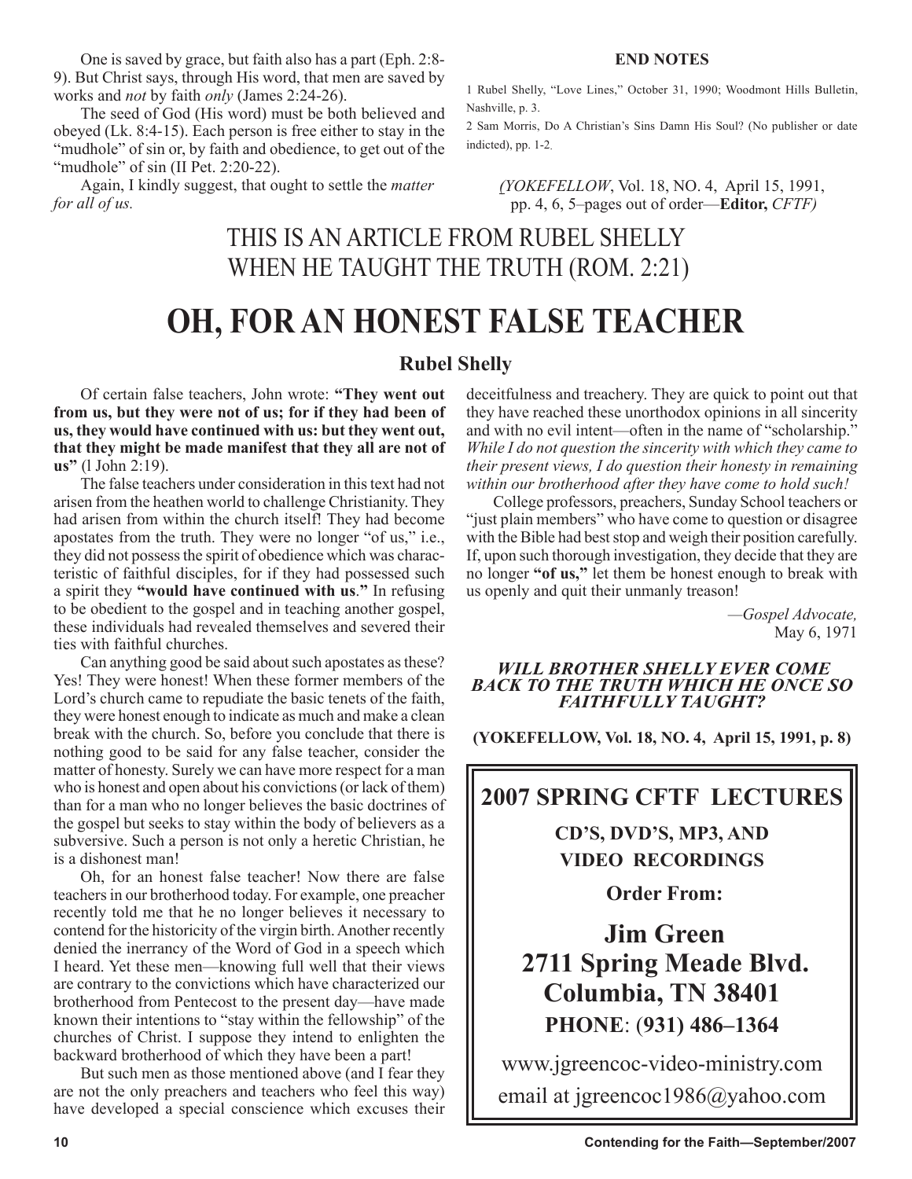One is saved by grace, but faith also has a part (Eph. 2:8-9). But Christ says, through His word, that men are saved by works and *not* by faith *only* (James 2:24-26).

The seed of God (His word) must be both believed and obeyed (Lk. 8:4-15). Each person is free either to stay in the "mudhole" of sin or, by faith and obedience, to get out of the "mudhole" of sin (II Pet. 2:20-22).

Again, I kindly suggest, that ought to settle the *matter for all of us.*

**END NOTES**

1 Rubel Shelly, "Love Lines," October 31, 1990; Woodmont Hills Bulletin, Nashville, p. 3.

2 Sam Morris, Do A Christian's Sins Damn His Soul? (No publisher or date indicted), pp. 1-2.

*(YOKEFELLOW*, Vol. 18, NO. 4, April 15, 1991, pp. 4, 6, 5–pages out of order—**Editor,** *CFTF)*

## THIS IS AN ARTICLE FROM RUBEL SHELLY WHEN HE TAUGHT THE TRUTH (ROM. 2:21)

# OH, FOR AN HONEST FALSE TEACHER

### Rubel Shelly

Of certain false teachers, John wrote: **"They went out from us, but they were not of us; for if they had been of us, they would have continued with us: but they went out, that they might be made manifest that they all are not of us"** (l John 2:19).

The false teachers under consideration in this text had not arisen from the heathen world to challenge Christianity. They had arisen from within the church itself! They had become apostates from the truth. They were no longer "of us," i.e., they did not possess the spirit of obedience which was characteristic of faithful disciples, for if they had possessed such a spirit they **"would have continued with us**." In refusing to be obedient to the gospel and in teaching another gospel, these individuals had revealed themselves and severed their ties with faithful churches.

Can anything good be said about such apostates as these? Yes! They were honest! When these former members of the Lord's church came to repudiate the basic tenets of the faith, they were honest enough to indicate as much and make a clean break with the church. So, before you conclude that there is nothing good to be said for any false teacher, consider the matter of honesty. Surely we can have more respect for a man who is honest and open about his convictions (or lack of them) than for a man who no longer believes the basic doctrines of the gospel but seeks to stay within the body of believers as a subversive. Such a person is not only a heretic Christian, he is a dishonest man!

Oh, for an honest false teacher! Now there are false teachers in our brotherhood today. For example, one preacher recently told me that he no longer believes it necessary to contend for the historicity of the virgin birth. Another recently denied the inerrancy of the Word of God in a speech which I heard. Yet these men—knowing full well that their views are contrary to the convictions which have characterized our brotherhood from Pentecost to the present day—have made known their intentions to "stay within the fellowship" of the churches of Christ. I suppose they intend to enlighten the backward brotherhood of which they have been a part!

But such men as those mentioned above (and I fear they are not the only preachers and teachers who feel this way) have developed a special conscience which excuses their deceitfulness and treachery. They are quick to point out that they have reached these unorthodox opinions in all sincerity and with no evil intent—often in the name of "scholarship." *While I do not question the sincerity with which they came to their present views, I do question their honesty in remaining within our brotherhood after they have come to hold such!*

College professors, preachers, Sunday School teachers or "just plain members" who have come to question or disagree with the Bible had best stop and weigh their position carefully. If, upon such thorough investigation, they decide that they are no longer **"of us,"** let them be honest enough to break with us openly and quit their unmanly treason!

—*Gospel Advocate,* May 6, 1971

***WILL BROTHER SHELLY EVER COME BACK TO THE TRUTH WHICH HE ONCE SO FAITHFULLY TAUGHT?***

**(YOKEFELLOW, Vol. 18, NO. 4, April 15, 1991, p. 8)**

**2007 SPRING CFTF LECTURES**

**CD'S, DVD'S, MP3, AND VIDEO RECORDINGS**

**Order From:**

**Jim Green**
**2711 Spring Meade Blvd.**
**Columbia, TN 38401**
**PHONE: (931) 486–1364**

www.jgreencoc-video-ministry.com

email at jgreencoc1986@yahoo.com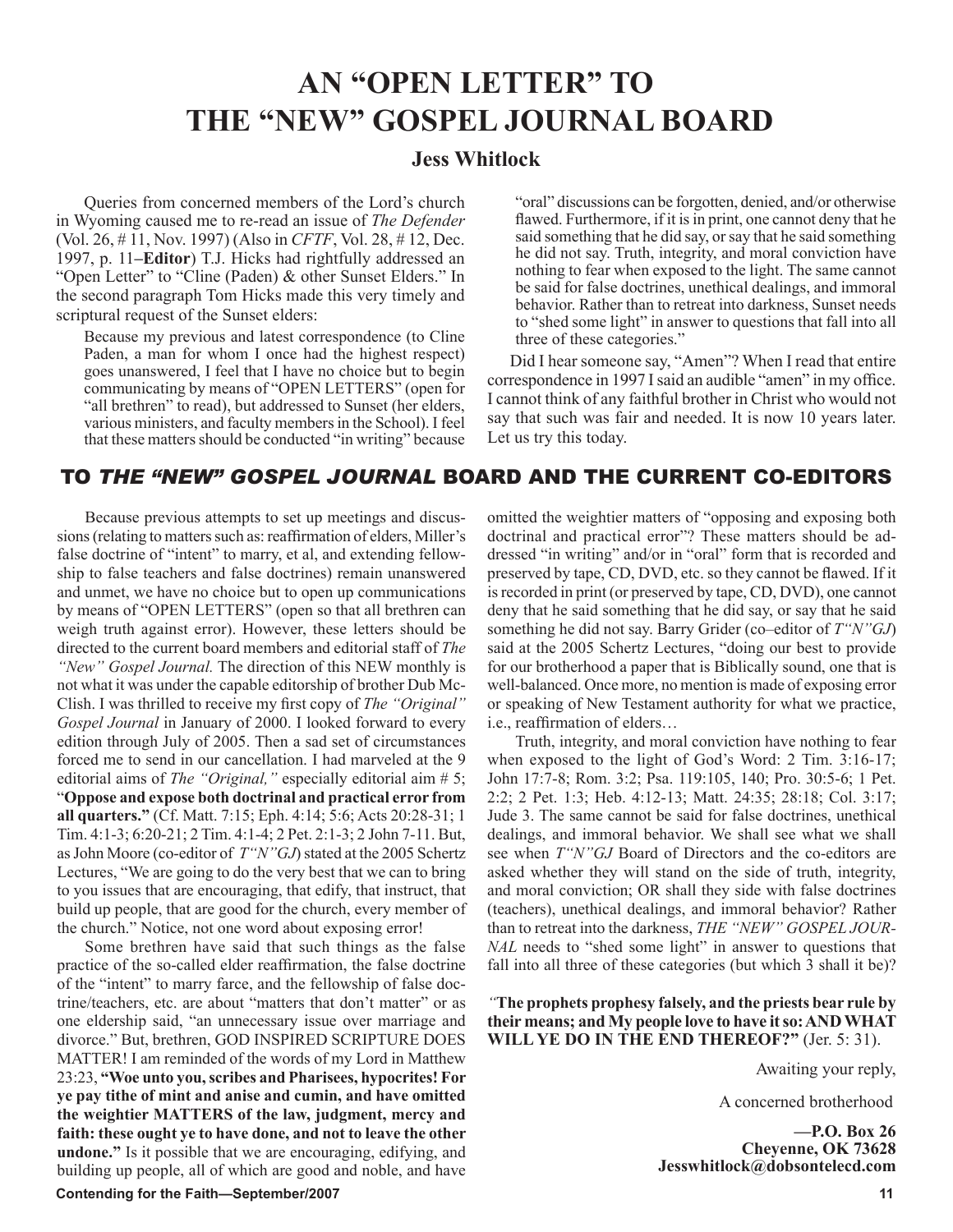# AN "OPEN LETTER" TO THE "NEW" GOSPEL JOURNAL BOARD

### Jess Whitlock

Queries from concerned members of the Lord's church in Wyoming caused me to re-read an issue of *The Defender* (Vol. 26, # 11, Nov. 1997) (Also in *CFTF*, Vol. 28, # 12, Dec. 1997, p. 11–**Editor**) T.J. Hicks had rightfully addressed an "Open Letter" to "Cline (Paden) & other Sunset Elders." In the second paragraph Tom Hicks made this very timely and scriptural request of the Sunset elders:

> Because my previous and latest correspondence (to Cline Paden, a man for whom I once had the highest respect) goes unanswered, I feel that I have no choice but to begin communicating by means of "OPEN LETTERS" (open for "all brethren" to read), but addressed to Sunset (her elders, various ministers, and faculty members in the School). I feel that these matters should be conducted "in writing" because "oral" discussions can be forgotten, denied, and/or otherwise flawed. Furthermore, if it is in print, one cannot deny that he said something that he did say, or say that he said something he did not say. Truth, integrity, and moral conviction have nothing to fear when exposed to the light. The same cannot be said for false doctrines, unethical dealings, and immoral behavior. Rather than to retreat into darkness, Sunset needs to "shed some light" in answer to questions that fall into all three of these categories."

Did I hear someone say, "Amen"? When I read that entire correspondence in 1997 I said an audible "amen" in my office. I cannot think of any faithful brother in Christ who would not say that such was fair and needed. It is now 10 years later. Let us try this today.

## TO *THE "NEW" GOSPEL JOURNAL* BOARD AND THE CURRENT CO-EDITORS

Because previous attempts to set up meetings and discussions (relating to matters such as: reaffirmation of elders, Miller's false doctrine of "intent" to marry, et al, and extending fellowship to false teachers and false doctrines) remain unanswered and unmet, we have no choice but to open up communications by means of "OPEN LETTERS" (open so that all brethren can weigh truth against error). However, these letters should be directed to the current board members and editorial staff of *The "New" Gospel Journal.* The direction of this NEW monthly is not what it was under the capable editorship of brother Dub McClish. I was thrilled to receive my first copy of *The "Original" Gospel Journal* in January of 2000. I looked forward to every edition through July of 2005. Then a sad set of circumstances forced me to send in our cancellation. I had marveled at the 9 editorial aims of *The "Original,"* especially editorial aim # 5; "**Oppose and expose both doctrinal and practical error from all quarters."** (Cf. Matt. 7:15; Eph. 4:14; 5:6; Acts 20:28-31; 1 Tim. 4:1-3; 6:20-21; 2 Tim. 4:1-4; 2 Pet. 2:1-3; 2 John 7-11. But, as John Moore (co-editor of *T"N"GJ*) stated at the 2005 Schertz Lectures, "We are going to do the very best that we can to bring to you issues that are encouraging, that edify, that instruct, that build up people, that are good for the church, every member of the church." Notice, not one word about exposing error!

Some brethren have said that such things as the false practice of the so-called elder reaffirmation, the false doctrine of the "intent" to marry farce, and the fellowship of false doctrine/teachers, etc. are about "matters that don't matter" or as one eldership said, "an unnecessary issue over marriage and divorce." But, brethren, GOD INSPIRED SCRIPTURE DOES MATTER! I am reminded of the words of my Lord in Matthew 23:23, **"Woe unto you, scribes and Pharisees, hypocrites! For ye pay tithe of mint and anise and cumin, and have omitted the weightier MATTERS of the law, judgment, mercy and faith: these ought ye to have done, and not to leave the other undone."** Is it possible that we are encouraging, edifying, and building up people, all of which are good and noble, and have omitted the weightier matters of "opposing and exposing both doctrinal and practical error"? These matters should be addressed "in writing" and/or in "oral" form that is recorded and preserved by tape, CD, DVD, etc. so they cannot be flawed. If it is recorded in print (or preserved by tape, CD, DVD), one cannot deny that he said something that he did say, or say that he said something he did not say. Barry Grider (co–editor of *T"N"GJ*) said at the 2005 Schertz Lectures, "doing our best to provide for our brotherhood a paper that is Biblically sound, one that is well-balanced. Once more, no mention is made of exposing error or speaking of New Testament authority for what we practice, i.e., reaffirmation of elders…

Truth, integrity, and moral conviction have nothing to fear when exposed to the light of God's Word: 2 Tim. 3:16-17; John 17:7-8; Rom. 3:2; Psa. 119:105, 140; Pro. 30:5-6; 1 Pet. 2:2; 2 Pet. 1:3; Heb. 4:12-13; Matt. 24:35; 28:18; Col. 3:17; Jude 3. The same cannot be said for false doctrines, unethical dealings, and immoral behavior. We shall see what we shall see when *T"N"GJ* Board of Directors and the co-editors are asked whether they will stand on the side of truth, integrity, and moral conviction; OR shall they side with false doctrines (teachers), unethical dealings, and immoral behavior? Rather than to retreat into the darkness, *THE "NEW" GOSPEL JOURNAL* needs to "shed some light" in answer to questions that fall into all three of these categories" (but which 3 shall it be)?

*"***The prophets prophesy falsely, and the priests bear rule by their means; and My people love to have it so: AND WHAT WILL YE DO IN THE END THEREOF?"** (Jer. 5: 31).

Awaiting your reply,

A concerned brotherhood

**—P.O. Box 26**
**Cheyenne, OK 73628**
**Jesswhitlock@dobsontelecd.com**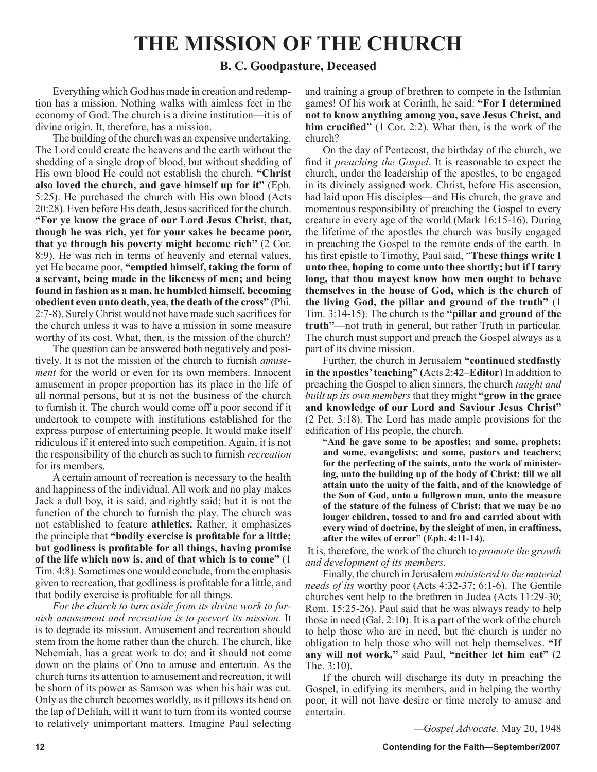# THE MISSION OF THE CHURCH

### B. C. Goodpasture, Deceased

Everything which God has made in creation and redemption has a mission. Nothing walks with aimless feet in the economy of God. The church is a divine institution—it is of divine origin. It, therefore, has a mission.

The building of the church was an expensive undertaking. The Lord could create the heavens and the earth without the shedding of a single drop of blood, but without shedding of His own blood He could not establish the church. **"Christ also loved the church, and gave himself up for it"** (Eph. 5:25). He purchased the church with His own blood (Acts 20:28). Even before His death, Jesus sacrificed for the church. **"For ye know the grace of our Lord Jesus Christ, that, though he was rich, yet for your sakes he became poor, that ye through his poverty might become rich"** (2 Cor. 8:9). He was rich in terms of heavenly and eternal values, yet He became poor, **"emptied himself, taking the form of a servant, being made in the likeness of men; and being found in fashion as a man, he humbled himself, becoming obedient even unto death, yea, the death of the cross"** (Phi. 2:7-8). Surely Christ would not have made such sacrifices for the church unless it was to have a mission in some measure worthy of its cost. What, then, is the mission of the church?

The question can be answered both negatively and positively. It is not the mission of the church to furnish *amusement* for the world or even for its own members. Innocent amusement in proper proportion has its place in the life of all normal persons, but it is not the business of the church to furnish it. The church would come off a poor second if it undertook to compete with institutions established for the express purpose of entertaining people. It would make itself ridiculous if it entered into such competition. Again, it is not the responsibility of the church as such to furnish *recreation* for its members.

A certain amount of recreation is necessary to the health and happiness of the individual. All work and no play makes Jack a dull boy, it is said, and rightly said; but it is not the function of the church to furnish the play. The church was not established to feature **athletics.** Rather, it emphasizes the principle that **"bodily exercise is profitable for a little; but godliness is profitable for all things, having promise of the life which now is, and of that which is to come"** (1 Tim. 4:8). Sometimes one would conclude, from the emphasis given to recreation, that godliness is profitable for a little, and that bodily exercise is profitable for all things.

*For the church to turn aside from its divine work to furnish amusement and recreation is to pervert its mission.* It is to degrade its mission. Amusement and recreation should stem from the home rather than the church. The church, like Nehemiah, has a great work to do; and it should not come down on the plains of Ono to amuse and entertain. As the church turns its attention to amusement and recreation, it will be shorn of its power as Samson was when his hair was cut. Only as the church becomes worldly, as it pillows its head on the lap of Delilah, will it want to turn from its wonted course to relatively unimportant matters. Imagine Paul selecting and training a group of brethren to compete in the Isthmian games! Of his work at Corinth, he said: **"For I determined not to know anything among you, save Jesus Christ, and him crucified"** (1 Cor. 2:2). What then, is the work of the church?

On the day of Pentecost, the birthday of the church, we find it *preaching the Gospel*. It is reasonable to expect the church, under the leadership of the apostles, to be engaged in its divinely assigned work. Christ, before His ascension, had laid upon His disciples—and His church, the grave and momentous responsibility of preaching the Gospel to every creature in every age of the world (Mark 16:15-16). During the lifetime of the apostles the church was busily engaged in preaching the Gospel to the remote ends of the earth. In his first epistle to Timothy, Paul said, "**These things write I unto thee, hoping to come unto thee shortly; but if I tarry long, that thou mayest know how men ought to behave themselves in the house of God, which is the church of the living God, the pillar and ground of the truth"** (1 Tim. 3:14-15). The church is the **"pillar and ground of the truth"**—not truth in general, but rather Truth in particular. The church must support and preach the Gospel always as a part of its divine mission.

Further, the church in Jerusalem **"continued stedfastly in the apostles' teaching" (**Acts 2:42–**Editor**) In addition to preaching the Gospel to alien sinners, the church *taught and built up its own members* that they might **"grow in the grace and knowledge of our Lord and Saviour Jesus Christ"** (2 Pet. 3:18). The Lord has made ample provisions for the edification of His people, the church.

> **"And he gave some to be apostles; and some, prophets; and some, evangelists; and some, pastors and teachers; for the perfecting of the saints, unto the work of ministering, unto the building up of the body of Christ: till we all attain unto the unity of the faith, and of the knowledge of the Son of God, unto a fullgrown man, unto the measure of the stature of the fulness of Christ: that we may be no longer children, tossed to and fro and carried about with every wind of doctrine, by the sleight of men, in craftiness, after the wiles of error" (Eph. 4:11-14).**

It is, therefore, the work of the church to *promote the growth and development of its members.*

Finally, the church in Jerusalem *ministered to the material needs of its* worthy poor (Acts 4:32-37; 6:1-6). The Gentile churches sent help to the brethren in Judea (Acts 11:29-30; Rom. 15:25-26). Paul said that he was always ready to help those in need (Gal. 2:10). It is a part of the work of the church to help those who are in need, but the church is under no obligation to help those who will not help themselves. **"If any will not work,"** said Paul, **"neither let him eat"** (2 The. 3:10).

If the church will discharge its duty in preaching the Gospel, in edifying its members, and in helping the worthy poor, it will not have desire or time merely to amuse and entertain.

—*Gospel Advocate,* May 20, 1948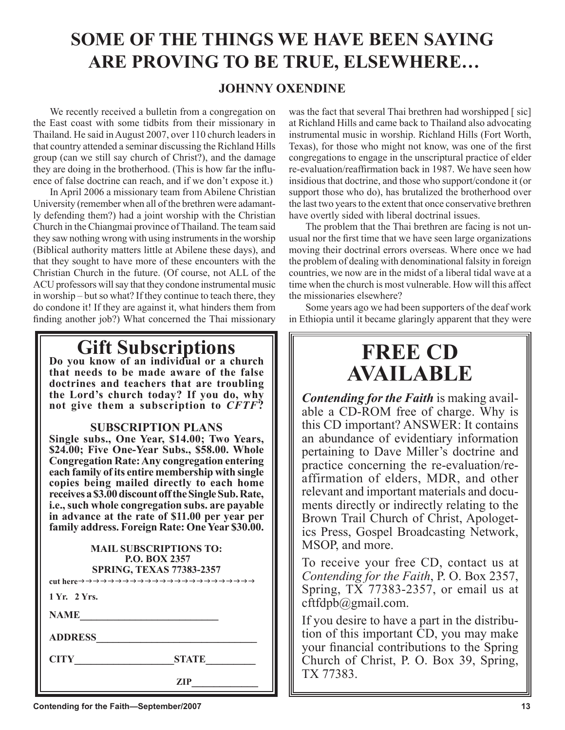# SOME OF THE THINGS WE HAVE BEEN SAYING ARE PROVING TO BE TRUE, ELSEWHERE…

### JOHNNY OXENDINE

We recently received a bulletin from a congregation on the East coast with some tidbits from their missionary in Thailand. He said in August 2007, over 110 church leaders in that country attended a seminar discussing the Richland Hills group (can we still say church of Christ?), and the damage they are doing in the brotherhood. (This is how far the influence of false doctrine can reach, and if we don't expose it.)

In April 2006 a missionary team from Abilene Christian University (remember when all of the brethren were adamantly defending them?) had a joint worship with the Christian Church in the Chiangmai province of Thailand. The team said they saw nothing wrong with using instruments in the worship (Biblical authority matters little at Abilene these days), and that they sought to have more of these encounters with the Christian Church in the future. (Of course, not ALL of the ACU professors will say that they condone instrumental music in worship – but so what? If they continue to teach there, they do condone it! If they are against it, what hinders them from finding another job?) What concerned the Thai missionary was the fact that several Thai brethren had worshipped [ sic] at Richland Hills and came back to Thailand also advocating instrumental music in worship. Richland Hills (Fort Worth, Texas), for those who might not know, was one of the first congregations to engage in the unscriptural practice of elder re-evaluation/reaffirmation back in 1987. We have seen how insidious that doctrine, and those who support/condone it (or support those who do), has brutalized the brotherhood over the last two years to the extent that once conservative brethren have overtly sided with liberal doctrinal issues.

The problem that the Thai brethren are facing is not unusual nor the first time that we have seen large organizations moving their doctrinal errors overseas. Where once we had the problem of dealing with denominational falsity in foreign countries, we now are in the midst of a liberal tidal wave at a time when the church is most vulnerable. How will this affect the missionaries elsewhere?

Some years ago we had been supporters of the deaf work in Ethiopia until it became glaringly apparent that they were

---

## Gift Subscriptions

**Do you know of an individual or a church that needs to be made aware of the false doctrines and teachers that are troubling the Lord's church today? If you do, why not give them a subscription to *CFTF*?**

**SUBSCRIPTION PLANS**

**Single subs., One Year, $14.00; Two Years, $24.00; Five One-Year Subs., $58.00. Whole Congregation Rate: Any congregation entering each family of its entire membership with single copies being mailed directly to each home receives a $3.00 discount off the Single Sub. Rate, i.e., such whole congregation subs. are payable in advance at the rate of $11.00 per year per family address. Foreign Rate: One Year $30.00.**

**MAIL SUBSCRIPTIONS TO:**
**P.O. BOX 2357**
**SPRING, TEXAS 77383-2357**

cut here→→→→→→→→→→→→→→→→→→→→→→→→

1 Yr. 2 Yrs.

NAME___________________________

ADDRESS_______________________________

CITY___________________STATE__________

ZIP______________

---

## FREE CD AVAILABLE

***Contending for the Faith*** is making available a CD-ROM free of charge. Why is this CD important? ANSWER: It contains an abundance of evidentiary information pertaining to Dave Miller's doctrine and practice concerning the re-evaluation/reaffirmation of elders, MDR, and other relevant and important materials and documents directly or indirectly relating to the Brown Trail Church of Christ, Apologetics Press, Gospel Broadcasting Network, MSOP, and more.

To receive your free CD, contact us at *Contending for the Faith*, P. O. Box 2357, Spring, TX 77383-2357, or email us at cftfdpb@gmail.com.

If you desire to have a part in the distribution of this important CD, you may make your financial contributions to the Spring Church of Christ, P. O. Box 39, Spring, TX 77383.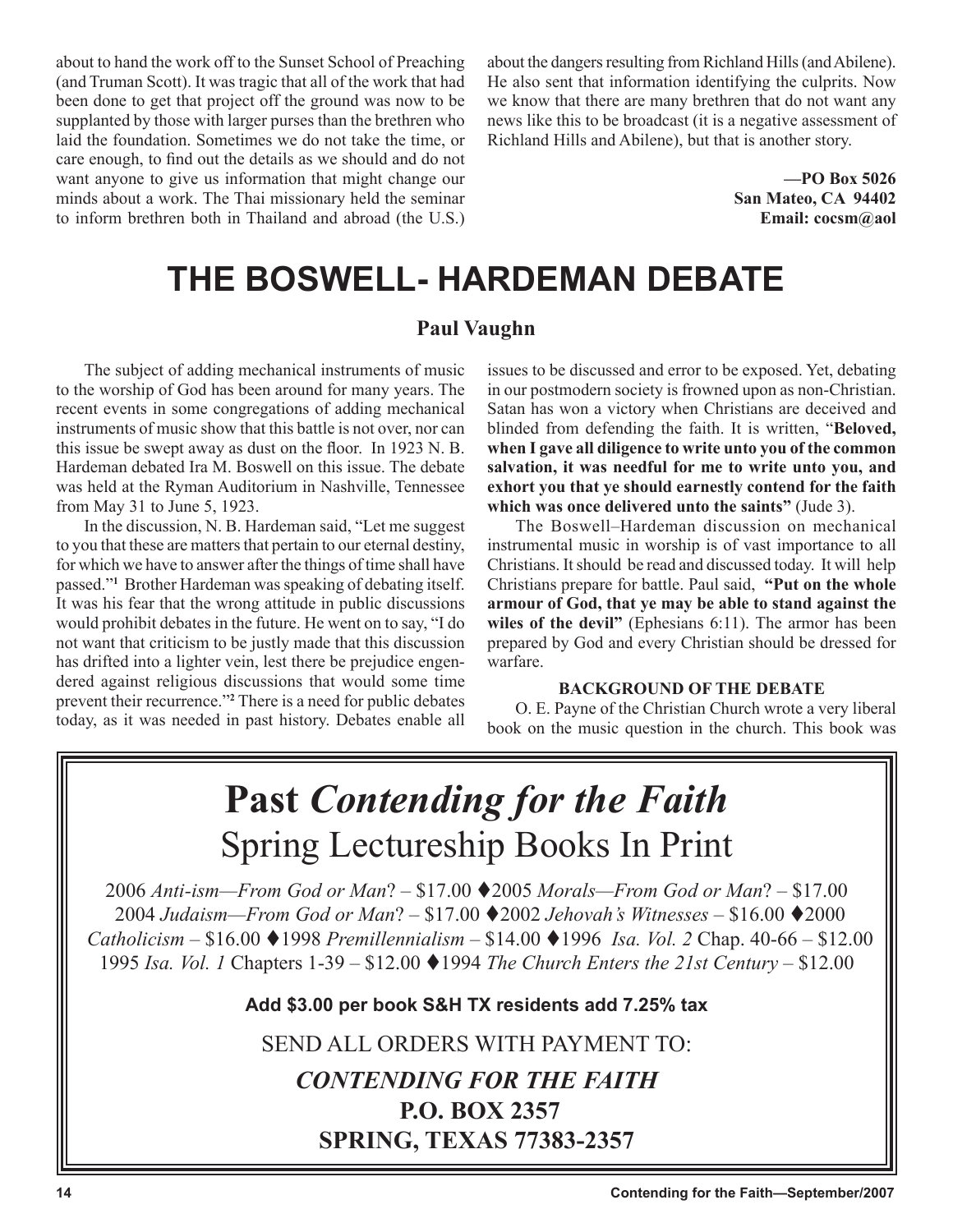about to hand the work off to the Sunset School of Preaching (and Truman Scott). It was tragic that all of the work that had been done to get that project off the ground was now to be supplanted by those with larger purses than the brethren who laid the foundation. Sometimes we do not take the time, or care enough, to find out the details as we should and do not want anyone to give us information that might change our minds about a work. The Thai missionary held the seminar to inform brethren both in Thailand and abroad (the U.S.) about the dangers resulting from Richland Hills (and Abilene). He also sent that information identifying the culprits. Now we know that there are many brethren that do not want any news like this to be broadcast (it is a negative assessment of Richland Hills and Abilene), but that is another story.

**—PO Box 5026**
**San Mateo, CA 94402**
**Email: cocsm@aol**

# THE BOSWELL- HARDEMAN DEBATE

**Paul Vaughn**

The subject of adding mechanical instruments of music to the worship of God has been around for many years. The recent events in some congregations of adding mechanical instruments of music show that this battle is not over, nor can this issue be swept away as dust on the floor. In 1923 N. B. Hardeman debated Ira M. Boswell on this issue. The debate was held at the Ryman Auditorium in Nashville, Tennessee from May 31 to June 5, 1923.

In the discussion, N. B. Hardeman said, "Let me suggest to you that these are matters that pertain to our eternal destiny, for which we have to answer after the things of time shall have passed."[1] Brother Hardeman was speaking of debating itself. It was his fear that the wrong attitude in public discussions would prohibit debates in the future. He went on to say, "I do not want that criticism to be justly made that this discussion has drifted into a lighter vein, lest there be prejudice engendered against religious discussions that would some time prevent their recurrence."[2] There is a need for public debates today, as it was needed in past history. Debates enable all issues to be discussed and error to be exposed. Yet, debating in our postmodern society is frowned upon as non-Christian. Satan has won a victory when Christians are deceived and blinded from defending the faith. It is written, "**Beloved, when I gave all diligence to write unto you of the common salvation, it was needful for me to write unto you, and exhort you that ye should earnestly contend for the faith which was once delivered unto the saints"** (Jude 3).

The Boswell–Hardeman discussion on mechanical instrumental music in worship is of vast importance to all Christians. It should be read and discussed today. It will help Christians prepare for battle. Paul said, **"Put on the whole armour of God, that ye may be able to stand against the wiles of the devil"** (Ephesians 6:11). The armor has been prepared by God and every Christian should be dressed for warfare.

**BACKGROUND OF THE DEBATE**

O. E. Payne of the Christian Church wrote a very liberal book on the music question in the church. This book was

---

# Past *Contending for the Faith*
## Spring Lectureship Books In Print

2006 *Anti-ism—From God or Man*? – $17.00 ♦2005 *Morals—From God or Man*? – $17.00
2004 *Judaism—From God or Man*? – $17.00 ♦2002 *Jehovah's Witnesses* – $16.00 ♦2000 *Catholicism* – $16.00 ♦1998 *Premillennialism* – $14.00 ♦1996 *Isa. Vol. 2* Chap. 40-66 – $12.00
1995 *Isa. Vol. 1* Chapters 1-39 – $12.00 ♦1994 *The Church Enters the 21st Century* – $12.00

**Add $3.00 per book S&H TX residents add 7.25% tax**

SEND ALL ORDERS WITH PAYMENT TO:

***CONTENDING FOR THE FAITH***
**P.O. BOX 2357**
**SPRING, TEXAS 77383-2357**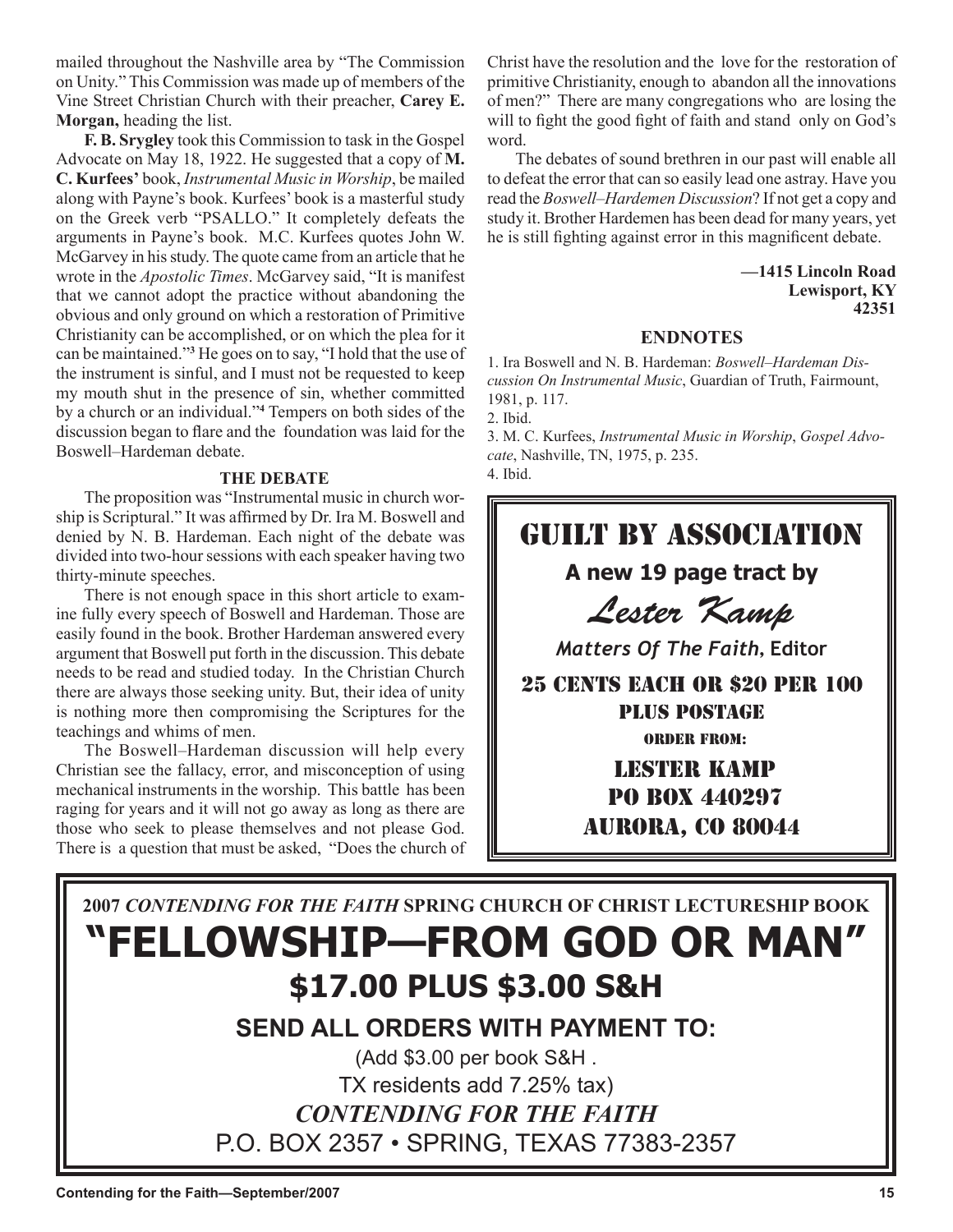mailed throughout the Nashville area by "The Commission on Unity." This Commission was made up of members of the Vine Street Christian Church with their preacher, **Carey E. Morgan,** heading the list.

**F. B. Srygley** took this Commission to task in the Gospel Advocate on May 18, 1922. He suggested that a copy of **M. C. Kurfees'** book, *Instrumental Music in Worship*, be mailed along with Payne's book. Kurfees' book is a masterful study on the Greek verb "PSALLO." It completely defeats the arguments in Payne's book. M.C. Kurfees quotes John W. McGarvey in his study. The quote came from an article that he wrote in the *Apostolic Times*. McGarvey said, "It is manifest that we cannot adopt the practice without abandoning the obvious and only ground on which a restoration of Primitive Christianity can be accomplished, or on which the plea for it can be maintained."[3] He goes on to say, "I hold that the use of the instrument is sinful, and I must not be requested to keep my mouth shut in the presence of sin, whether committed by a church or an individual."[4] Tempers on both sides of the discussion began to flare and the foundation was laid for the Boswell–Hardeman debate.

### THE DEBATE

The proposition was "Instrumental music in church worship is Scriptural." It was affirmed by Dr. Ira M. Boswell and denied by N. B. Hardeman. Each night of the debate was divided into two-hour sessions with each speaker having two thirty-minute speeches.

There is not enough space in this short article to examine fully every speech of Boswell and Hardeman. Those are easily found in the book. Brother Hardeman answered every argument that Boswell put forth in the discussion. This debate needs to be read and studied today. In the Christian Church there are always those seeking unity. But, their idea of unity is nothing more then compromising the Scriptures for the teachings and whims of men.

The Boswell–Hardeman discussion will help every Christian see the fallacy, error, and misconception of using mechanical instruments in the worship. This battle has been raging for years and it will not go away as long as there are those who seek to please themselves and not please God. There is a question that must be asked, "Does the church of Christ have the resolution and the love for the restoration of primitive Christianity, enough to abandon all the innovations of men?" There are many congregations who are losing the will to fight the good fight of faith and stand only on God's word.

The debates of sound brethren in our past will enable all to defeat the error that can so easily lead one astray. Have you read the *Boswell–Hardemen Discussion*? If not get a copy and study it. Brother Hardemen has been dead for many years, yet he is still fighting against error in this magnificent debate.

**—1415 Lincoln Road**
**Lewisport, KY**
**42351**

### ENDNOTES

1. Ira Boswell and N. B. Hardeman: *Boswell–Hardeman Discussion On Instrumental Music*, Guardian of Truth, Fairmount, 1981, p. 117.
2. Ibid.
3. M. C. Kurfees, *Instrumental Music in Worship*, *Gospel Advocate*, Nashville, TN, 1975, p. 235.
4. Ibid.

---

## GUILT BY ASSOCIATION

**A new 19 page tract by**

*Lester Kamp*

***Matters Of The Faith*, Editor**

25 CENTS EACH OR $20 PER 100
PLUS POSTAGE

ORDER FROM:

LESTER KAMP
PO BOX 440297
AURORA, CO 80044

---

**2007 *CONTENDING FOR THE FAITH* SPRING CHURCH OF CHRIST LECTURESHIP BOOK**

# "FELLOWSHIP—FROM GOD OR MAN"

## $17.00 PLUS $3.00 S&H

**SEND ALL ORDERS WITH PAYMENT TO:**

(Add $3.00 per book S&H .
TX residents add 7.25% tax)

***CONTENDING FOR THE FAITH***
P.O. BOX 2357 • SPRING, TEXAS 77383-2357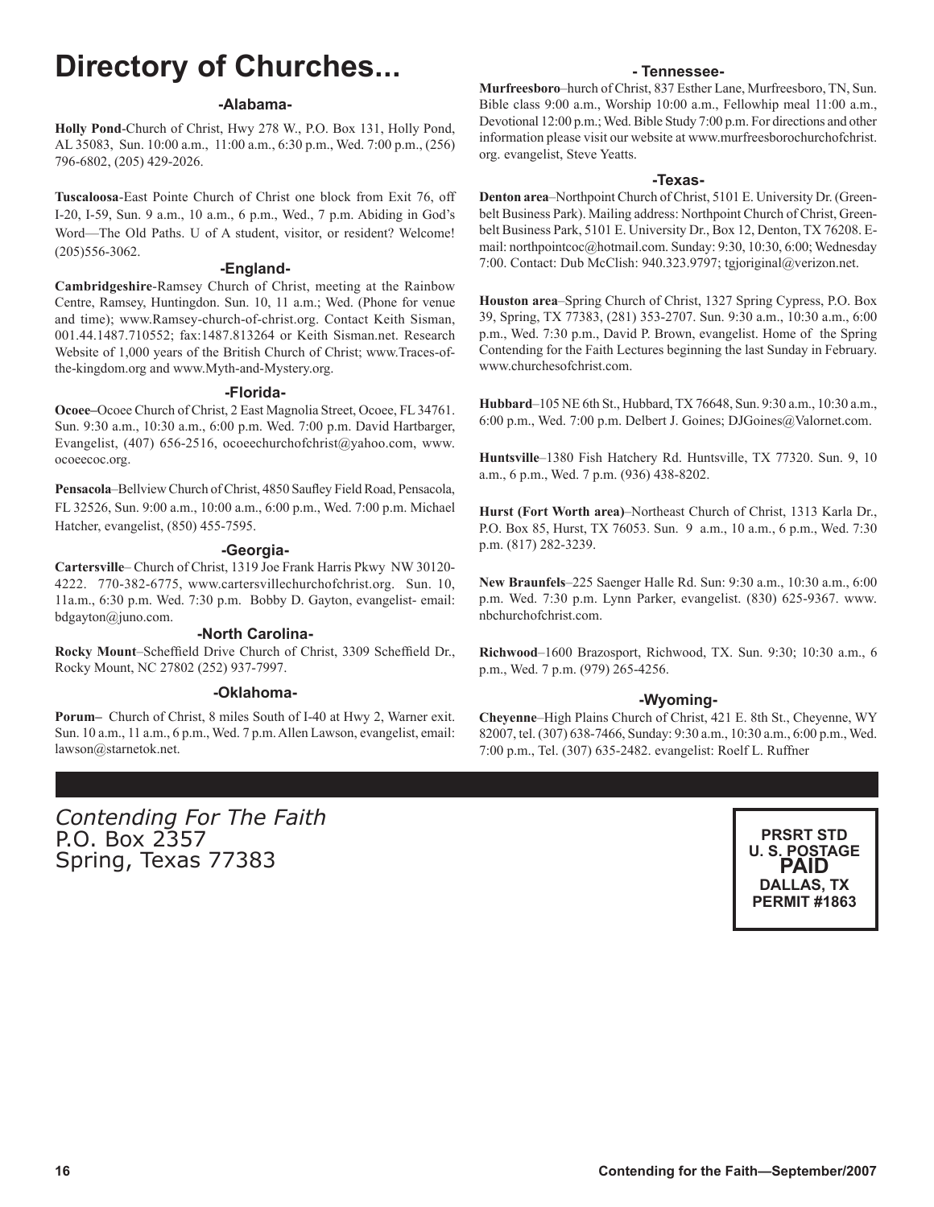# Directory of Churches...

### -Alabama-

**Holly Pond**-Church of Christ, Hwy 278 W., P.O. Box 131, Holly Pond, AL 35083, Sun. 10:00 a.m., 11:00 a.m., 6:30 p.m., Wed. 7:00 p.m., (256) 796-6802, (205) 429-2026.

**Tuscaloosa**-East Pointe Church of Christ one block from Exit 76, off I-20, I-59, Sun. 9 a.m., 10 a.m., 6 p.m., Wed., 7 p.m. Abiding in God's Word—The Old Paths. U of A student, visitor, or resident? Welcome! (205)556-3062.

### -England-

**Cambridgeshire**-Ramsey Church of Christ, meeting at the Rainbow Centre, Ramsey, Huntingdon. Sun. 10, 11 a.m.; Wed. (Phone for venue and time); www.Ramsey-church-of-christ.org. Contact Keith Sisman, 001.44.1487.710552; fax:1487.813264 or Keith Sisman.net. Research Website of 1,000 years of the British Church of Christ; www.Traces-of-the-kingdom.org and www.Myth-and-Mystery.org.

### -Florida-

**Ocoee–**Ocoee Church of Christ, 2 East Magnolia Street, Ocoee, FL 34761. Sun. 9:30 a.m., 10:30 a.m., 6:00 p.m. Wed. 7:00 p.m. David Hartbarger, Evangelist, (407) 656-2516, ocoeechurchofchrist@yahoo.com, www.ocoeecoc.org.

**Pensacola**–Bellview Church of Christ, 4850 Saufley Field Road, Pensacola, FL 32526, Sun. 9:00 a.m., 10:00 a.m., 6:00 p.m., Wed. 7:00 p.m. Michael Hatcher, evangelist, (850) 455-7595.

### -Georgia-

**Cartersville**– Church of Christ, 1319 Joe Frank Harris Pkwy NW 30120-4222. 770-382-6775, www.cartersvillechurchofchrist.org. Sun. 10, 11a.m., 6:30 p.m. Wed. 7:30 p.m. Bobby D. Gayton, evangelist- email: bdgayton@juno.com.

### -North Carolina-

**Rocky Mount**–Scheffield Drive Church of Christ, 3309 Scheffield Dr., Rocky Mount, NC 27802 (252) 937-7997.

### -Oklahoma-

**Porum–** Church of Christ, 8 miles South of I-40 at Hwy 2, Warner exit. Sun. 10 a.m., 11 a.m., 6 p.m., Wed. 7 p.m. Allen Lawson, evangelist, email: lawson@starnetok.net.

### - Tennessee-

**Murfreesboro**–hurch of Christ, 837 Esther Lane, Murfreesboro, TN, Sun. Bible class 9:00 a.m., Worship 10:00 a.m., Fellowhip meal 11:00 a.m., Devotional 12:00 p.m.; Wed. Bible Study 7:00 p.m. For directions and other information please visit our website at www.murfreesborochurchofchrist.org. evangelist, Steve Yeatts.

### -Texas-

**Denton area**–Northpoint Church of Christ, 5101 E. University Dr. (Greenbelt Business Park). Mailing address: Northpoint Church of Christ, Greenbelt Business Park, 5101 E. University Dr., Box 12, Denton, TX 76208. E-mail: northpointcoc@hotmail.com. Sunday: 9:30, 10:30, 6:00; Wednesday 7:00. Contact: Dub McClish: 940.323.9797; tgjoriginal@verizon.net.

**Houston area**–Spring Church of Christ, 1327 Spring Cypress, P.O. Box 39, Spring, TX 77383, (281) 353-2707. Sun. 9:30 a.m., 10:30 a.m., 6:00 p.m., Wed. 7:30 p.m., David P. Brown, evangelist. Home of the Spring Contending for the Faith Lectures beginning the last Sunday in February. www.churchesofchrist.com.

**Hubbard**–105 NE 6th St., Hubbard, TX 76648, Sun. 9:30 a.m., 10:30 a.m., 6:00 p.m., Wed. 7:00 p.m. Delbert J. Goines; DJGoines@Valornet.com.

**Huntsville**–1380 Fish Hatchery Rd. Huntsville, TX 77320. Sun. 9, 10 a.m., 6 p.m., Wed. 7 p.m. (936) 438-8202.

**Hurst (Fort Worth area)**–Northeast Church of Christ, 1313 Karla Dr., P.O. Box 85, Hurst, TX 76053. Sun. 9 a.m., 10 a.m., 6 p.m., Wed. 7:30 p.m. (817) 282-3239.

**New Braunfels**–225 Saenger Halle Rd. Sun: 9:30 a.m., 10:30 a.m., 6:00 p.m. Wed. 7:30 p.m. Lynn Parker, evangelist. (830) 625-9367. www.nbchurchofchrist.com.

**Richwood**–1600 Brazosport, Richwood, TX. Sun. 9:30; 10:30 a.m., 6 p.m., Wed. 7 p.m. (979) 265-4256.

### -Wyoming-

**Cheyenne**–High Plains Church of Christ, 421 E. 8th St., Cheyenne, WY 82007, tel. (307) 638-7466, Sunday: 9:30 a.m., 10:30 a.m., 6:00 p.m., Wed. 7:00 p.m., Tel. (307) 635-2482. evangelist: Roelf L. Ruffner

*Contending For The Faith*
P.O. Box 2357
Spring, Texas 77383

**PRSRT STD**
**U. S. POSTAGE**
**PAID**
**DALLAS, TX**
**PERMIT #1863**